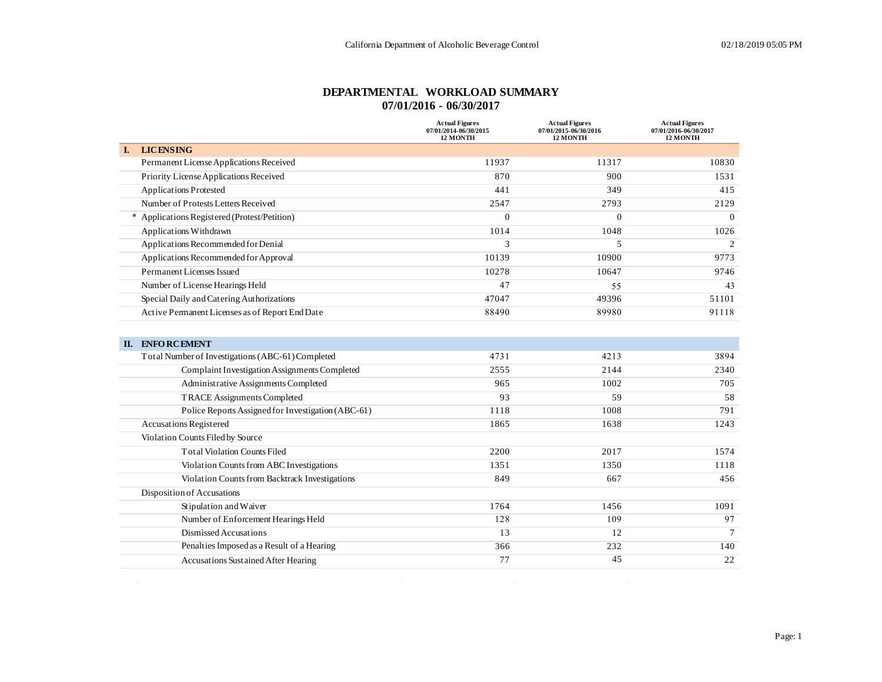# DEPARTMENTAL WORKLOAD SUMMARY
## 07/01/2016 - 06/30/2017

| | Actual Figures 07/01/2014-06/30/2015 12 MONTH | Actual Figures 07/01/2015-06/30/2016 12 MONTH | Actual Figures 07/01/2016-06/30/2017 12 MONTH |
|---|---|---|---|
| **I. LICENSING** | | | |
| Permanent License Applications Received | 11937 | 11317 | 10830 |
| Priority License Applications Received | 870 | 900 | 1531 |
| Applications Protested | 441 | 349 | 415 |
| Number of Protests Letters Received | 2547 | 2793 | 2129 |
| * Applications Registered (Protest/Petition) | 0 | 0 | 0 |
| Applications Withdrawn | 1014 | 1048 | 1026 |
| Applications Recommended for Denial | 3 | 5 | 2 |
| Applications Recommended for Approval | 10139 | 10900 | 9773 |
| Permanent Licenses Issued | 10278 | 10647 | 9746 |
| Number of License Hearings Held | 47 | 55 | 43 |
| Special Daily and Catering Authorizations | 47047 | 49396 | 51101 |
| Active Permanent Licenses as of Report End Date | 88490 | 89980 | 91118 |
| **II. ENFORCEMENT** | | | |
| Total Number of Investigations (ABC-61) Completed | 4731 | 4213 | 3894 |
| Complaint Investigation Assignments Completed | 2555 | 2144 | 2340 |
| Administrative Assignments Completed | 965 | 1002 | 705 |
| TRACE Assignments Completed | 93 | 59 | 58 |
| Police Reports Assigned for Investigation (ABC-61) | 1118 | 1008 | 791 |
| Accusations Registered | 1865 | 1638 | 1243 |
| Violation Counts Filed by Source | | | |
| Total Violation Counts Filed | 2200 | 2017 | 1574 |
| Violation Counts from ABC Investigations | 1351 | 1350 | 1118 |
| Violation Counts from Backtrack Investigations | 849 | 667 | 456 |
| Disposition of Accusations | | | |
| Stipulation and Waiver | 1764 | 1456 | 1091 |
| Number of Enforcement Hearings Held | 128 | 109 | 97 |
| Dismissed Accusations | 13 | 12 | 7 |
| Penalties Imposed as a Result of a Hearing | 366 | 232 | 140 |
| Accusations Sustained After Hearing | 77 | 45 | 22 |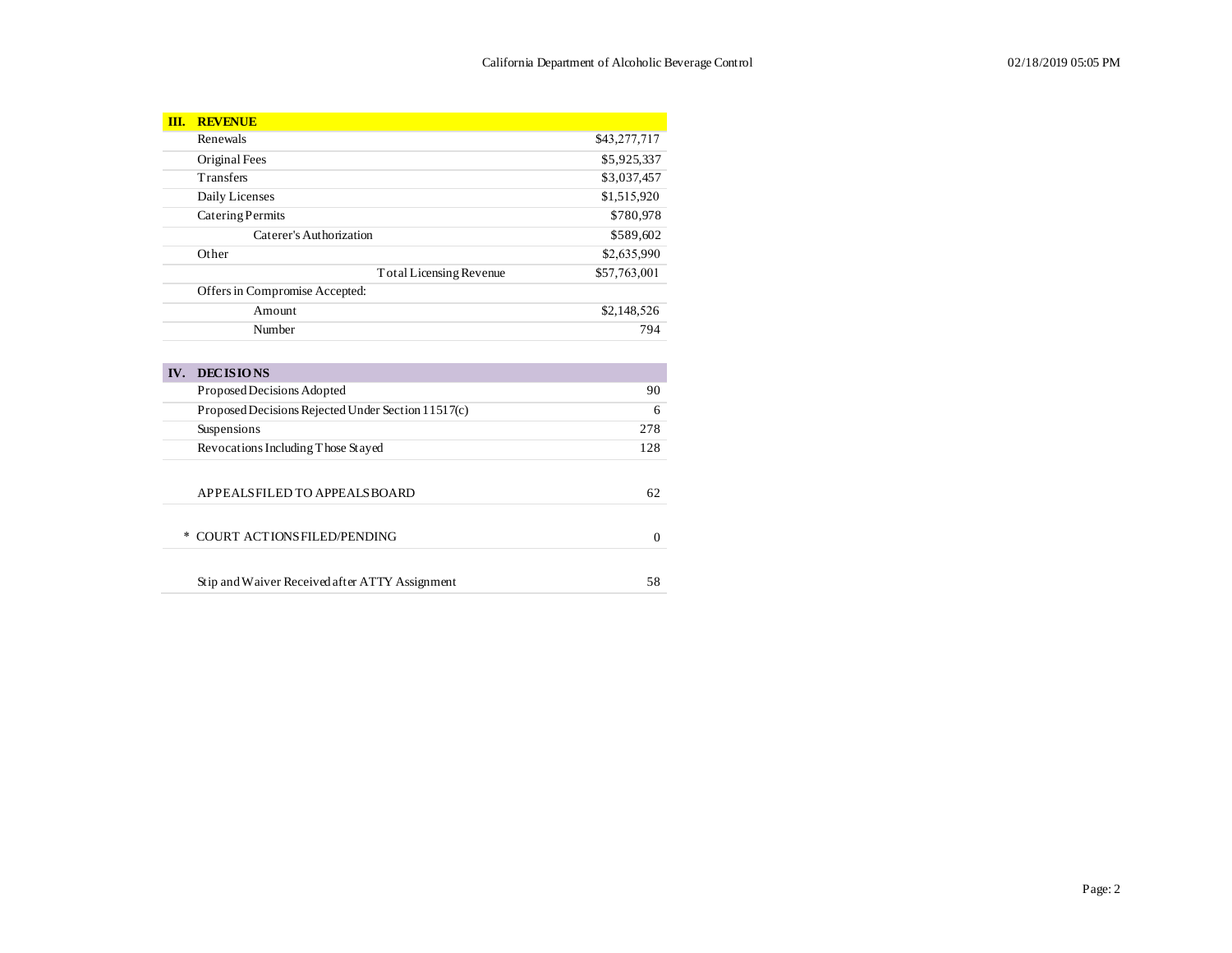| III. REVENUE | |
|---|---|
| Renewals | $43,277,717 |
| Original Fees | $5,925,337 |
| Transfers | $3,037,457 |
| Daily Licenses | $1,515,920 |
| Catering Permits | $780,978 |
| Caterer's Authorization | $589,602 |
| Other | $2,635,990 |
| Total Licensing Revenue | $57,763,001 |
| Offers in Compromise Accepted: | |
| Amount | $2,148,526 |
| Number | 794 |

| IV. DECISIONS | |
|---|---|
| Proposed Decisions Adopted | 90 |
| Proposed Decisions Rejected Under Section 11517(c) | 6 |
| Suspensions | 278 |
| Revocations Including Those Stayed | 128 |
| | |
| APPEALS FILED TO APPEALS BOARD | 62 |
| | |
| * COURT ACTIONS FILED/PENDING | 0 |
| | |
| Stip and Waiver Received after ATTY Assignment | 58 |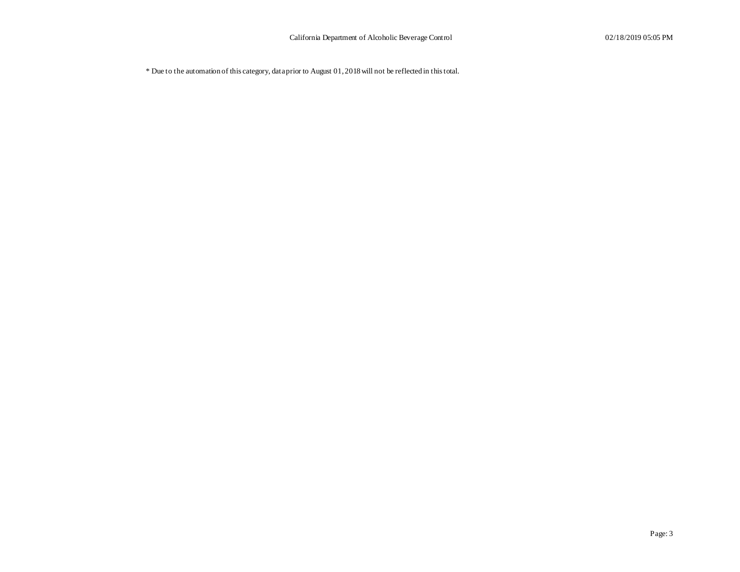* Due to the automation of this category, data prior to August 01, 2018 will not be reflected in this total.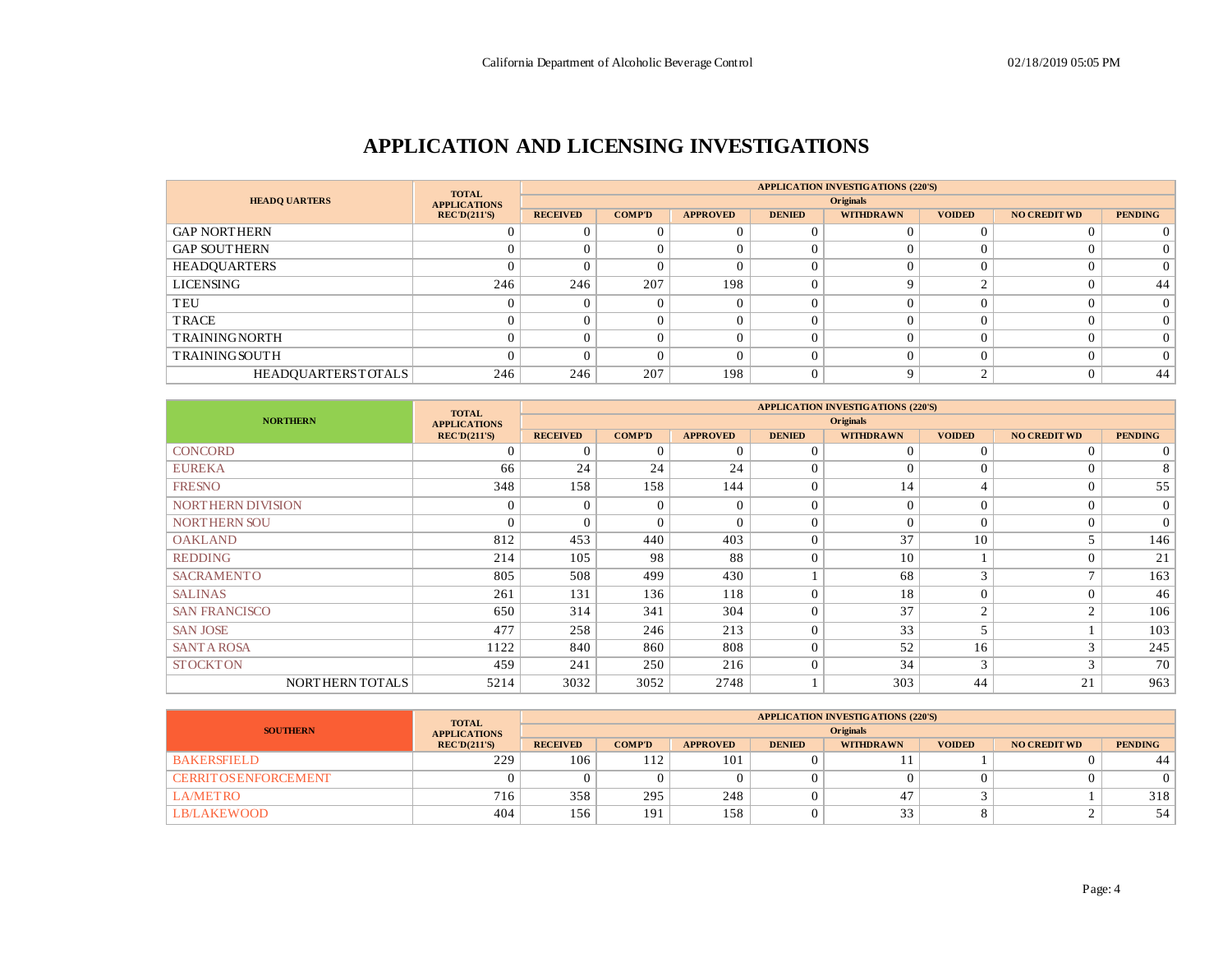# APPLICATION AND LICENSING INVESTIGATIONS

| HEADQUARTERS | TOTAL APPLICATIONS REC'D(211'S) | APPLICATION INVESTIGATIONS (220'S) Originals | | | | | | | |
|---|---|---|---|---|---|---|---|---|---|
| | | RECEIVED | COMP'D | APPROVED | DENIED | WITHDRAWN | VOIDED | NO CREDIT WD | PENDING |
| GAP NORTHERN | 0 | 0 | 0 | 0 | 0 | 0 | 0 | 0 | 0 |
| GAP SOUTHERN | 0 | 0 | 0 | 0 | 0 | 0 | 0 | 0 | 0 |
| HEADQUARTERS | 0 | 0 | 0 | 0 | 0 | 0 | 0 | 0 | 0 |
| LICENSING | 246 | 246 | 207 | 198 | 0 | 9 | 2 | 0 | 44 |
| TEU | 0 | 0 | 0 | 0 | 0 | 0 | 0 | 0 | 0 |
| TRACE | 0 | 0 | 0 | 0 | 0 | 0 | 0 | 0 | 0 |
| TRAINING NORTH | 0 | 0 | 0 | 0 | 0 | 0 | 0 | 0 | 0 |
| TRAINING SOUTH | 0 | 0 | 0 | 0 | 0 | 0 | 0 | 0 | 0 |
| HEADQUARTERS TOTALS | 246 | 246 | 207 | 198 | 0 | 9 | 2 | 0 | 44 |

| NORTHERN | TOTAL APPLICATIONS REC'D(211'S) | APPLICATION INVESTIGATIONS (220'S) Originals | | | | | | | |
|---|---|---|---|---|---|---|---|---|---|
| | | RECEIVED | COMP'D | APPROVED | DENIED | WITHDRAWN | VOIDED | NO CREDIT WD | PENDING |
| CONCORD | 0 | 0 | 0 | 0 | 0 | 0 | 0 | 0 | 0 |
| EUREKA | 66 | 24 | 24 | 24 | 0 | 0 | 0 | 0 | 8 |
| FRESNO | 348 | 158 | 158 | 144 | 0 | 14 | 4 | 0 | 55 |
| NORTHERN DIVISION | 0 | 0 | 0 | 0 | 0 | 0 | 0 | 0 | 0 |
| NORTHERN SOU | 0 | 0 | 0 | 0 | 0 | 0 | 0 | 0 | 0 |
| OAKLAND | 812 | 453 | 440 | 403 | 0 | 37 | 10 | 5 | 146 |
| REDDING | 214 | 105 | 98 | 88 | 0 | 10 | 1 | 0 | 21 |
| SACRAMENTO | 805 | 508 | 499 | 430 | 1 | 68 | 3 | 7 | 163 |
| SALINAS | 261 | 131 | 136 | 118 | 0 | 18 | 0 | 0 | 46 |
| SAN FRANCISCO | 650 | 314 | 341 | 304 | 0 | 37 | 2 | 2 | 106 |
| SAN JOSE | 477 | 258 | 246 | 213 | 0 | 33 | 5 | 1 | 103 |
| SANTA ROSA | 1122 | 840 | 860 | 808 | 0 | 52 | 16 | 3 | 245 |
| STOCKTON | 459 | 241 | 250 | 216 | 0 | 34 | 3 | 3 | 70 |
| NORTHERN TOTALS | 5214 | 3032 | 3052 | 2748 | 1 | 303 | 44 | 21 | 963 |

| SOUTHERN | TOTAL APPLICATIONS REC'D(211'S) | APPLICATION INVESTIGATIONS (220'S) Originals | | | | | | | |
|---|---|---|---|---|---|---|---|---|---|
| | | RECEIVED | COMP'D | APPROVED | DENIED | WITHDRAWN | VOIDED | NO CREDIT WD | PENDING |
| BAKERSFIELD | 229 | 106 | 112 | 101 | 0 | 11 | 1 | 0 | 44 |
| CERRITOS ENFORCEMENT | 0 | 0 | 0 | 0 | 0 | 0 | 0 | 0 | 0 |
| LA/METRO | 716 | 358 | 295 | 248 | 0 | 47 | 3 | 1 | 318 |
| LB/LAKEWOOD | 404 | 156 | 191 | 158 | 0 | 33 | 8 | 2 | 54 |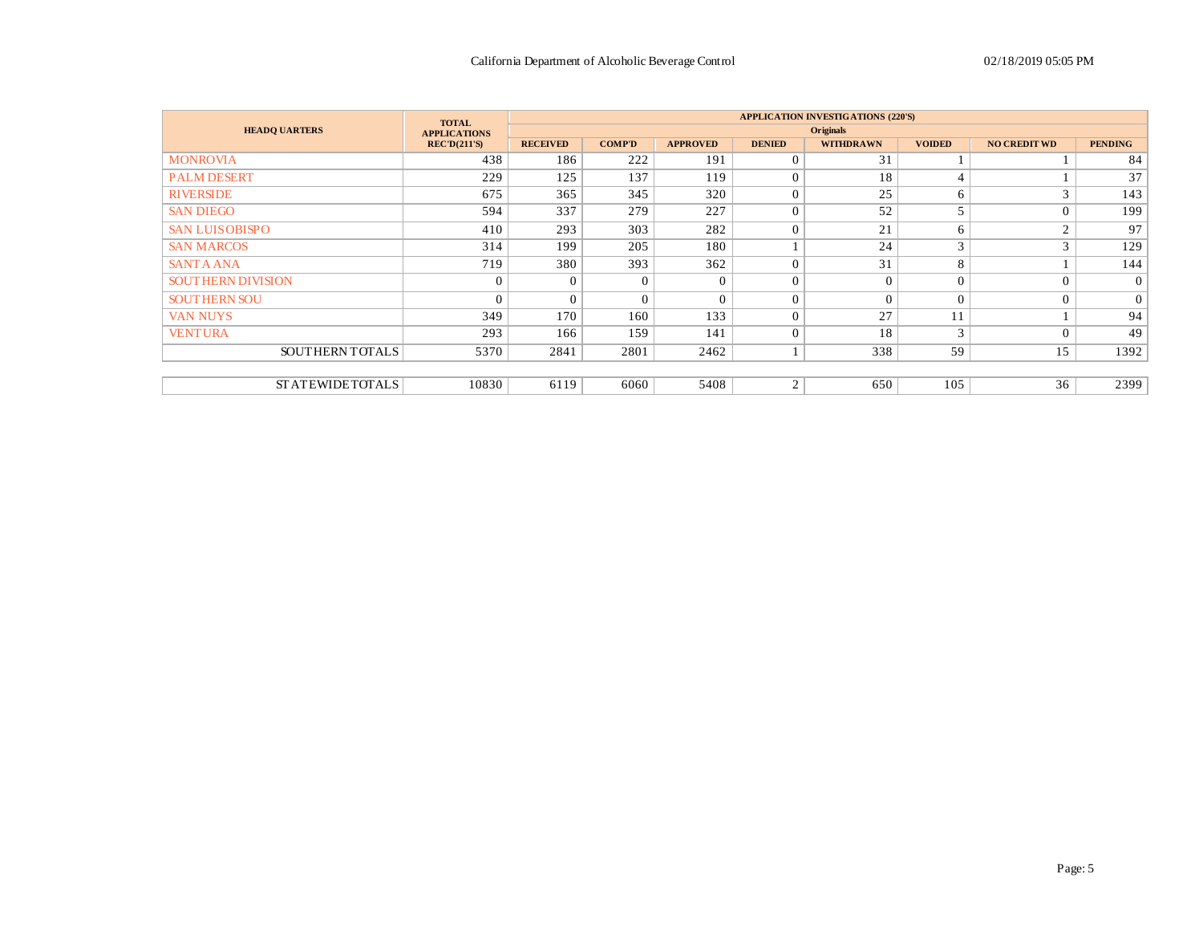| HEADQUARTERS | TOTAL APPLICATIONS REC'D(211'S) | APPLICATION INVESTIGATIONS (220'S) | | | | | | | |
|---|---|---|---|---|---|---|---|---|---|
| | | Originals | | | | | | | |
| | | RECEIVED | COMP'D | APPROVED | DENIED | WITHDRAWN | VOIDED | NO CREDIT WD | PENDING |
| MONROVIA | 438 | 186 | 222 | 191 | 0 | 31 | 1 | 1 | 84 |
| PALM DESERT | 229 | 125 | 137 | 119 | 0 | 18 | 4 | 1 | 37 |
| RIVERSIDE | 675 | 365 | 345 | 320 | 0 | 25 | 6 | 3 | 143 |
| SAN DIEGO | 594 | 337 | 279 | 227 | 0 | 52 | 5 | 0 | 199 |
| SAN LUIS OBISPO | 410 | 293 | 303 | 282 | 0 | 21 | 6 | 2 | 97 |
| SAN MARCOS | 314 | 199 | 205 | 180 | 1 | 24 | 3 | 3 | 129 |
| SANTA ANA | 719 | 380 | 393 | 362 | 0 | 31 | 8 | 1 | 144 |
| SOUTHERN DIVISION | 0 | 0 | 0 | 0 | 0 | 0 | 0 | 0 | 0 |
| SOUTHERN SOU | 0 | 0 | 0 | 0 | 0 | 0 | 0 | 0 | 0 |
| VAN NUYS | 349 | 170 | 160 | 133 | 0 | 27 | 11 | 1 | 94 |
| VENTURA | 293 | 166 | 159 | 141 | 0 | 18 | 3 | 0 | 49 |
| SOUTHERN TOTALS | 5370 | 2841 | 2801 | 2462 | 1 | 338 | 59 | 15 | 1392 |
| STATEWIDE TOTALS | 10830 | 6119 | 6060 | 5408 | 2 | 650 | 105 | 36 | 2399 |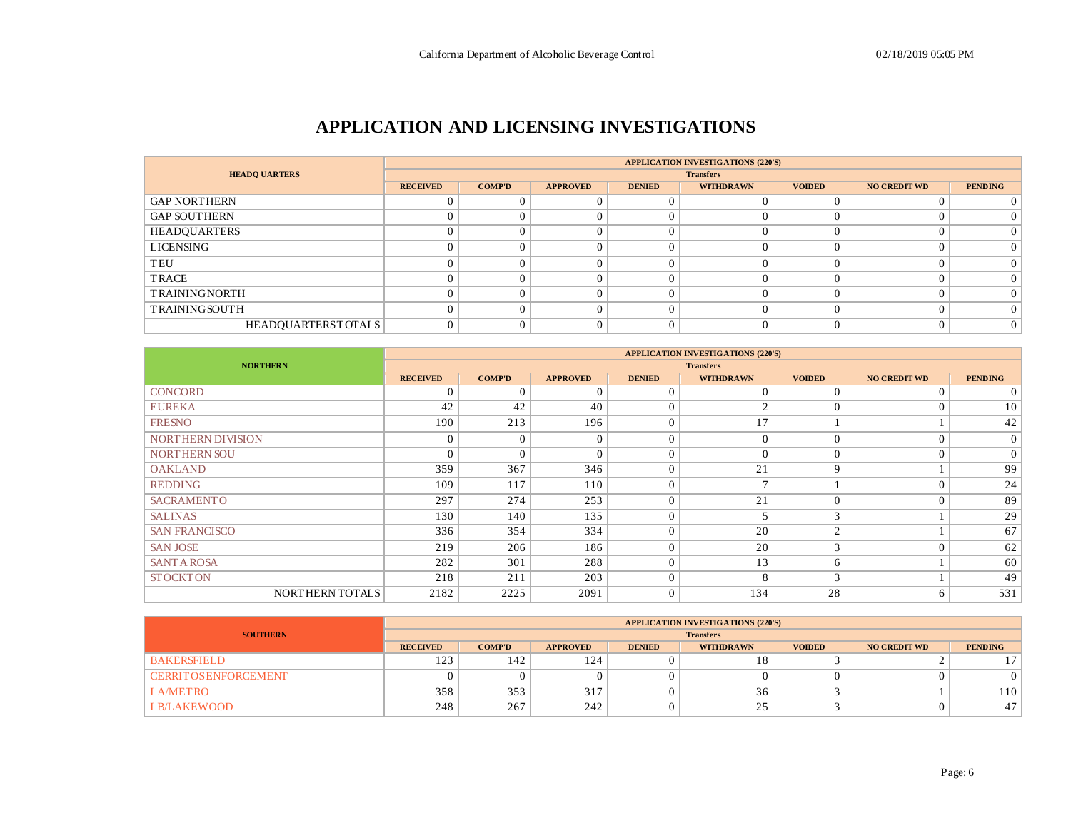# APPLICATION AND LICENSING INVESTIGATIONS

| HEADQUARTERS | APPLICATION INVESTIGATIONS (220'S) Transfers | | | | | | | |
|---|---|---|---|---|---|---|---|---|
| | RECEIVED | COMP'D | APPROVED | DENIED | WITHDRAWN | VOIDED | NO CREDIT WD | PENDING |
| GAP NORTHERN | 0 | 0 | 0 | 0 | 0 | 0 | 0 | 0 |
| GAP SOUTHERN | 0 | 0 | 0 | 0 | 0 | 0 | 0 | 0 |
| HEADQUARTERS | 0 | 0 | 0 | 0 | 0 | 0 | 0 | 0 |
| LICENSING | 0 | 0 | 0 | 0 | 0 | 0 | 0 | 0 |
| TEU | 0 | 0 | 0 | 0 | 0 | 0 | 0 | 0 |
| TRACE | 0 | 0 | 0 | 0 | 0 | 0 | 0 | 0 |
| TRAINING NORTH | 0 | 0 | 0 | 0 | 0 | 0 | 0 | 0 |
| TRAINING SOUTH | 0 | 0 | 0 | 0 | 0 | 0 | 0 | 0 |
| HEADQUARTERS TOTALS | 0 | 0 | 0 | 0 | 0 | 0 | 0 | 0 |

| NORTHERN | APPLICATION INVESTIGATIONS (220'S) Transfers | | | | | | | |
|---|---|---|---|---|---|---|---|---|
| | RECEIVED | COMP'D | APPROVED | DENIED | WITHDRAWN | VOIDED | NO CREDIT WD | PENDING |
| CONCORD | 0 | 0 | 0 | 0 | 0 | 0 | 0 | 0 |
| EUREKA | 42 | 42 | 40 | 0 | 2 | 0 | 0 | 10 |
| FRESNO | 190 | 213 | 196 | 0 | 17 | 1 | 1 | 42 |
| NORTHERN DIVISION | 0 | 0 | 0 | 0 | 0 | 0 | 0 | 0 |
| NORTHERN SOU | 0 | 0 | 0 | 0 | 0 | 0 | 0 | 0 |
| OAKLAND | 359 | 367 | 346 | 0 | 21 | 9 | 1 | 99 |
| REDDING | 109 | 117 | 110 | 0 | 7 | 1 | 0 | 24 |
| SACRAMENTO | 297 | 274 | 253 | 0 | 21 | 0 | 0 | 89 |
| SALINAS | 130 | 140 | 135 | 0 | 5 | 3 | 1 | 29 |
| SAN FRANCISCO | 336 | 354 | 334 | 0 | 20 | 2 | 1 | 67 |
| SAN JOSE | 219 | 206 | 186 | 0 | 20 | 3 | 0 | 62 |
| SANTA ROSA | 282 | 301 | 288 | 0 | 13 | 6 | 1 | 60 |
| STOCKTON | 218 | 211 | 203 | 0 | 8 | 3 | 1 | 49 |
| NORTHERN TOTALS | 2182 | 2225 | 2091 | 0 | 134 | 28 | 6 | 531 |

| SOUTHERN | APPLICATION INVESTIGATIONS (220'S) Transfers | | | | | | | |
|---|---|---|---|---|---|---|---|---|
| | RECEIVED | COMP'D | APPROVED | DENIED | WITHDRAWN | VOIDED | NO CREDIT WD | PENDING |
| BAKERSFIELD | 123 | 142 | 124 | 0 | 18 | 3 | 2 | 17 |
| CERRITOS ENFORCEMENT | 0 | 0 | 0 | 0 | 0 | 0 | 0 | 0 |
| LA/METRO | 358 | 353 | 317 | 0 | 36 | 3 | 1 | 110 |
| LB/LAKEWOOD | 248 | 267 | 242 | 0 | 25 | 3 | 0 | 47 |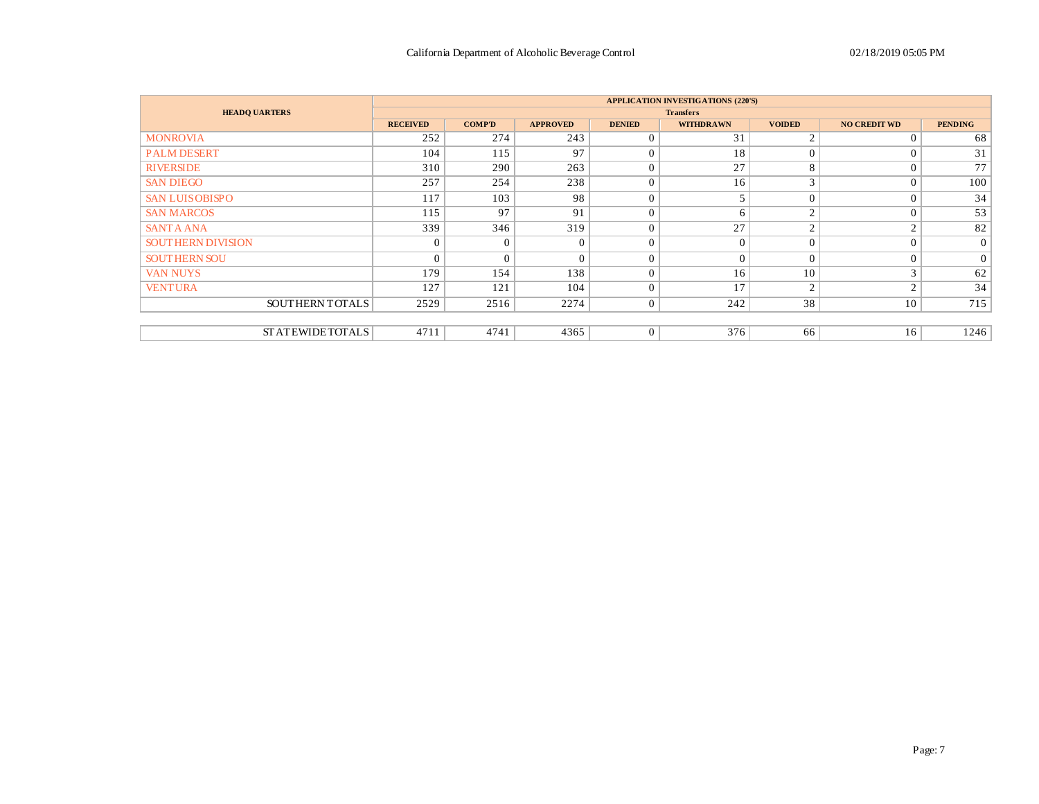| HEADQUARTERS | APPLICATION INVESTIGATIONS (220'S) | | | | | | | |
|---|---|---|---|---|---|---|---|---|
| | Transfers | | | | | | | |
| | RECEIVED | COMP'D | APPROVED | DENIED | WITHDRAWN | VOIDED | NO CREDIT WD | PENDING |
| MONROVIA | 252 | 274 | 243 | 0 | 31 | 2 | 0 | 68 |
| PALM DESERT | 104 | 115 | 97 | 0 | 18 | 0 | 0 | 31 |
| RIVERSIDE | 310 | 290 | 263 | 0 | 27 | 8 | 0 | 77 |
| SAN DIEGO | 257 | 254 | 238 | 0 | 16 | 3 | 0 | 100 |
| SAN LUIS OBISPO | 117 | 103 | 98 | 0 | 5 | 0 | 0 | 34 |
| SAN MARCOS | 115 | 97 | 91 | 0 | 6 | 2 | 0 | 53 |
| SANTA ANA | 339 | 346 | 319 | 0 | 27 | 2 | 2 | 82 |
| SOUTHERN DIVISION | 0 | 0 | 0 | 0 | 0 | 0 | 0 | 0 |
| SOUTHERN SOU | 0 | 0 | 0 | 0 | 0 | 0 | 0 | 0 |
| VAN NUYS | 179 | 154 | 138 | 0 | 16 | 10 | 3 | 62 |
| VENTURA | 127 | 121 | 104 | 0 | 17 | 2 | 2 | 34 |
| SOUTHERN TOTALS | 2529 | 2516 | 2274 | 0 | 242 | 38 | 10 | 715 |
| STATEWIDE TOTALS | 4711 | 4741 | 4365 | 0 | 376 | 66 | 16 | 1246 |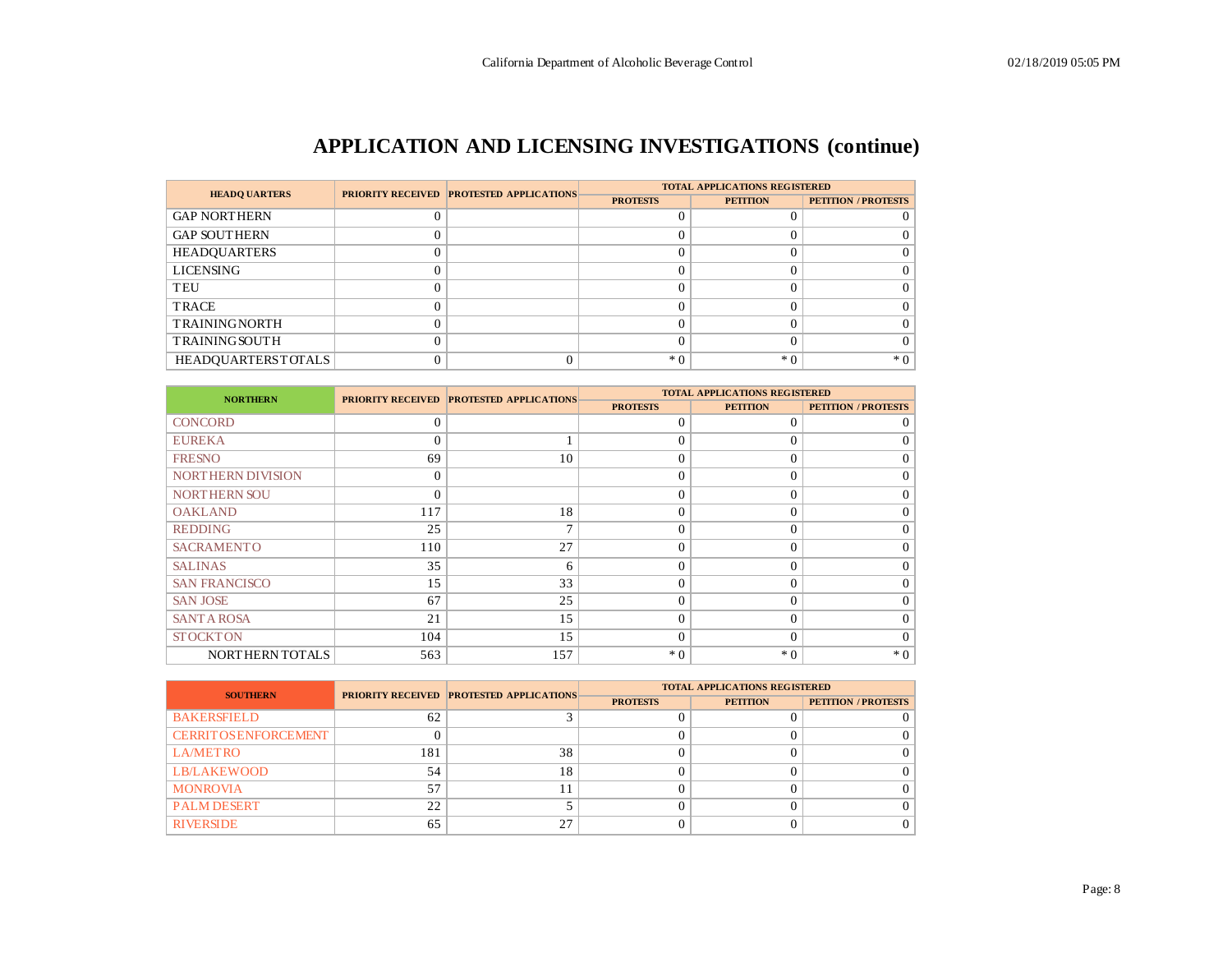# APPLICATION AND LICENSING INVESTIGATIONS (continue)

| HEADQUARTERS | PRIORITY RECEIVED | PROTESTED APPLICATIONS | TOTAL APPLICATIONS REGISTERED | | |
|---|---|---|---|---|---|
| | | | PROTESTS | PETITION | PETITION / PROTESTS |
| GAP NORTHERN | 0 | | 0 | 0 | 0 |
| GAP SOUTHERN | 0 | | 0 | 0 | 0 |
| HEADQUARTERS | 0 | | 0 | 0 | 0 |
| LICENSING | 0 | | 0 | 0 | 0 |
| TEU | 0 | | 0 | 0 | 0 |
| TRACE | 0 | | 0 | 0 | 0 |
| TRAINING NORTH | 0 | | 0 | 0 | 0 |
| TRAINING SOUTH | 0 | | 0 | 0 | 0 |
| HEADQUARTERS TOTALS | 0 | 0 | * 0 | * 0 | * 0 |

| NORTHERN | PRIORITY RECEIVED | PROTESTED APPLICATIONS | TOTAL APPLICATIONS REGISTERED | | |
|---|---|---|---|---|---|
| | | | PROTESTS | PETITION | PETITION / PROTESTS |
| CONCORD | 0 | | 0 | 0 | 0 |
| EUREKA | 0 | 1 | 0 | 0 | 0 |
| FRESNO | 69 | 10 | 0 | 0 | 0 |
| NORTHERN DIVISION | 0 | | 0 | 0 | 0 |
| NORTHERN SOU | 0 | | 0 | 0 | 0 |
| OAKLAND | 117 | 18 | 0 | 0 | 0 |
| REDDING | 25 | 7 | 0 | 0 | 0 |
| SACRAMENTO | 110 | 27 | 0 | 0 | 0 |
| SALINAS | 35 | 6 | 0 | 0 | 0 |
| SAN FRANCISCO | 15 | 33 | 0 | 0 | 0 |
| SAN JOSE | 67 | 25 | 0 | 0 | 0 |
| SANTA ROSA | 21 | 15 | 0 | 0 | 0 |
| STOCKTON | 104 | 15 | 0 | 0 | 0 |
| NORTHERN TOTALS | 563 | 157 | * 0 | * 0 | * 0 |

| SOUTHERN | PRIORITY RECEIVED | PROTESTED APPLICATIONS | TOTAL APPLICATIONS REGISTERED | | |
|---|---|---|---|---|---|
| | | | PROTESTS | PETITION | PETITION / PROTESTS |
| BAKERSFIELD | 62 | 3 | 0 | 0 | 0 |
| CERRITOS ENFORCEMENT | 0 | | 0 | 0 | 0 |
| LA/METRO | 181 | 38 | 0 | 0 | 0 |
| LB/LAKEWOOD | 54 | 18 | 0 | 0 | 0 |
| MONROVIA | 57 | 11 | 0 | 0 | 0 |
| PALM DESERT | 22 | 5 | 0 | 0 | 0 |
| RIVERSIDE | 65 | 27 | 0 | 0 | 0 |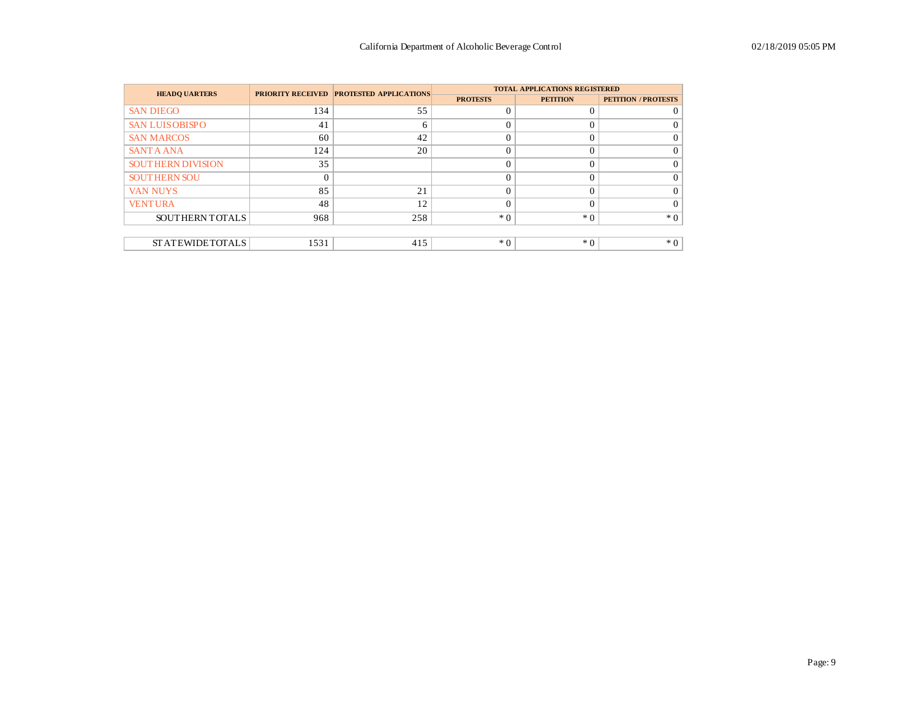California Department of Alcoholic Beverage Control

| HEADQUARTERS | PRIORITY RECEIVED | PROTESTED APPLICATIONS | TOTAL APPLICATIONS REGISTERED | | |
|---|---|---|---|---|---|
| | | | PROTESTS | PETITION | PETITION / PROTESTS |
| SAN DIEGO | 134 | 55 | 0 | 0 | 0 |
| SAN LUIS OBISPO | 41 | 6 | 0 | 0 | 0 |
| SAN MARCOS | 60 | 42 | 0 | 0 | 0 |
| SANTA ANA | 124 | 20 | 0 | 0 | 0 |
| SOUTHERN DIVISION | 35 | | 0 | 0 | 0 |
| SOUTHERN SOU | 0 | | 0 | 0 | 0 |
| VAN NUYS | 85 | 21 | 0 | 0 | 0 |
| VENTURA | 48 | 12 | 0 | 0 | 0 |
| SOUTHERN TOTALS | 968 | 258 | * 0 | * 0 | * 0 |
| | | | | | |
| STATEWIDE TOTALS | 1531 | 415 | * 0 | * 0 | * 0 |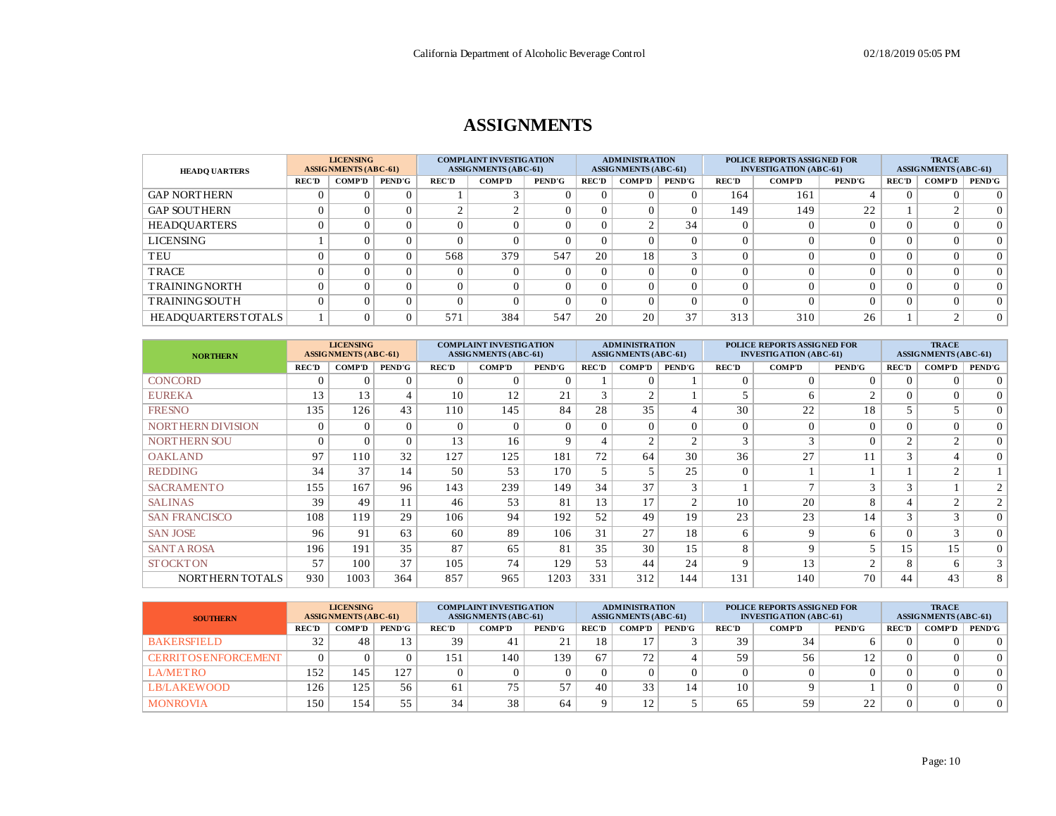# ASSIGNMENTS

| HEADQUARTERS | LICENSING ASSIGNMENTS (ABC-61) | | | COMPLAINT INVESTIGATION ASSIGNMENTS (ABC-61) | | | ADMINISTRATION ASSIGNMENTS (ABC-61) | | | POLICE REPORTS ASSIGNED FOR INVESTIGATION (ABC-61) | | | TRACE ASSIGNMENTS (ABC-61) | | |
|---|---|---|---|---|---|---|---|---|---|---|---|---|---|---|---|
| | REC'D | COMP'D | PEND'G | REC'D | COMP'D | PEND'G | REC'D | COMP'D | PEND'G | REC'D | COMP'D | PEND'G | REC'D | COMP'D | PEND'G |
| GAP NORTHERN | 0 | 0 | 0 | 1 | 3 | 0 | 0 | 0 | 0 | 164 | 161 | 4 | 0 | 0 | 0 |
| GAP SOUTHERN | 0 | 0 | 0 | 2 | 2 | 0 | 0 | 0 | 0 | 149 | 149 | 22 | 1 | 2 | 0 |
| HEADQUARTERS | 0 | 0 | 0 | 0 | 0 | 0 | 0 | 2 | 34 | 0 | 0 | 0 | 0 | 0 | 0 |
| LICENSING | 1 | 0 | 0 | 0 | 0 | 0 | 0 | 0 | 0 | 0 | 0 | 0 | 0 | 0 | 0 |
| TEU | 0 | 0 | 0 | 568 | 379 | 547 | 20 | 18 | 3 | 0 | 0 | 0 | 0 | 0 | 0 |
| TRACE | 0 | 0 | 0 | 0 | 0 | 0 | 0 | 0 | 0 | 0 | 0 | 0 | 0 | 0 | 0 |
| TRAINING NORTH | 0 | 0 | 0 | 0 | 0 | 0 | 0 | 0 | 0 | 0 | 0 | 0 | 0 | 0 | 0 |
| TRAINING SOUTH | 0 | 0 | 0 | 0 | 0 | 0 | 0 | 0 | 0 | 0 | 0 | 0 | 0 | 0 | 0 |
| HEADQUARTERS TOTALS | 1 | 0 | 0 | 571 | 384 | 547 | 20 | 20 | 37 | 313 | 310 | 26 | 1 | 2 | 0 |

| NORTHERN | LICENSING ASSIGNMENTS (ABC-61) | | | COMPLAINT INVESTIGATION ASSIGNMENTS (ABC-61) | | | ADMINISTRATION ASSIGNMENTS (ABC-61) | | | POLICE REPORTS ASSIGNED FOR INVESTIGATION (ABC-61) | | | TRACE ASSIGNMENTS (ABC-61) | | |
|---|---|---|---|---|---|---|---|---|---|---|---|---|---|---|---|
| | REC'D | COMP'D | PEND'G | REC'D | COMP'D | PEND'G | REC'D | COMP'D | PEND'G | REC'D | COMP'D | PEND'G | REC'D | COMP'D | PEND'G |
| CONCORD | 0 | 0 | 0 | 0 | 0 | 0 | 1 | 0 | 1 | 0 | 0 | 0 | 0 | 0 | 0 |
| EUREKA | 13 | 13 | 4 | 10 | 12 | 21 | 3 | 2 | 1 | 5 | 6 | 2 | 0 | 0 | 0 |
| FRESNO | 135 | 126 | 43 | 110 | 145 | 84 | 28 | 35 | 4 | 30 | 22 | 18 | 5 | 5 | 0 |
| NORTHERN DIVISION | 0 | 0 | 0 | 0 | 0 | 0 | 0 | 0 | 0 | 0 | 0 | 0 | 0 | 0 | 0 |
| NORTHERN SOU | 0 | 0 | 0 | 13 | 16 | 9 | 4 | 2 | 2 | 3 | 3 | 0 | 2 | 2 | 0 |
| OAKLAND | 97 | 110 | 32 | 127 | 125 | 181 | 72 | 64 | 30 | 36 | 27 | 11 | 3 | 4 | 0 |
| REDDING | 34 | 37 | 14 | 50 | 53 | 170 | 5 | 5 | 25 | 0 | 1 | 1 | 1 | 2 | 1 |
| SACRAMENTO | 155 | 167 | 96 | 143 | 239 | 149 | 34 | 37 | 3 | 1 | 7 | 3 | 3 | 1 | 2 |
| SALINAS | 39 | 49 | 11 | 46 | 53 | 81 | 13 | 17 | 2 | 10 | 20 | 8 | 4 | 2 | 2 |
| SAN FRANCISCO | 108 | 119 | 29 | 106 | 94 | 192 | 52 | 49 | 19 | 23 | 23 | 14 | 3 | 3 | 0 |
| SAN JOSE | 96 | 91 | 63 | 60 | 89 | 106 | 31 | 27 | 18 | 6 | 9 | 6 | 0 | 3 | 0 |
| SANTA ROSA | 196 | 191 | 35 | 87 | 65 | 81 | 35 | 30 | 15 | 8 | 9 | 5 | 15 | 15 | 0 |
| STOCKTON | 57 | 100 | 37 | 105 | 74 | 129 | 53 | 44 | 24 | 9 | 13 | 2 | 8 | 6 | 3 |
| NORTHERN TOTALS | 930 | 1003 | 364 | 857 | 965 | 1203 | 331 | 312 | 144 | 131 | 140 | 70 | 44 | 43 | 8 |

| SOUTHERN | LICENSING ASSIGNMENTS (ABC-61) | | | COMPLAINT INVESTIGATION ASSIGNMENTS (ABC-61) | | | ADMINISTRATION ASSIGNMENTS (ABC-61) | | | POLICE REPORTS ASSIGNED FOR INVESTIGATION (ABC-61) | | | TRACE ASSIGNMENTS (ABC-61) | | |
|---|---|---|---|---|---|---|---|---|---|---|---|---|---|---|---|
| | REC'D | COMP'D | PEND'G | REC'D | COMP'D | PEND'G | REC'D | COMP'D | PEND'G | REC'D | COMP'D | PEND'G | REC'D | COMP'D | PEND'G |
| BAKERSFIELD | 32 | 48 | 13 | 39 | 41 | 21 | 18 | 17 | 3 | 39 | 34 | 6 | 0 | 0 | 0 |
| CERRITOS ENFORCEMENT | 0 | 0 | 0 | 151 | 140 | 139 | 67 | 72 | 4 | 59 | 56 | 12 | 0 | 0 | 0 |
| LA/METRO | 152 | 145 | 127 | 0 | 0 | 0 | 0 | 0 | 0 | 0 | 0 | 0 | 0 | 0 | 0 |
| LB/LAKEWOOD | 126 | 125 | 56 | 61 | 75 | 57 | 40 | 33 | 14 | 10 | 9 | 1 | 0 | 0 | 0 |
| MONROVIA | 150 | 154 | 55 | 34 | 38 | 64 | 9 | 12 | 5 | 65 | 59 | 22 | 0 | 0 | 0 |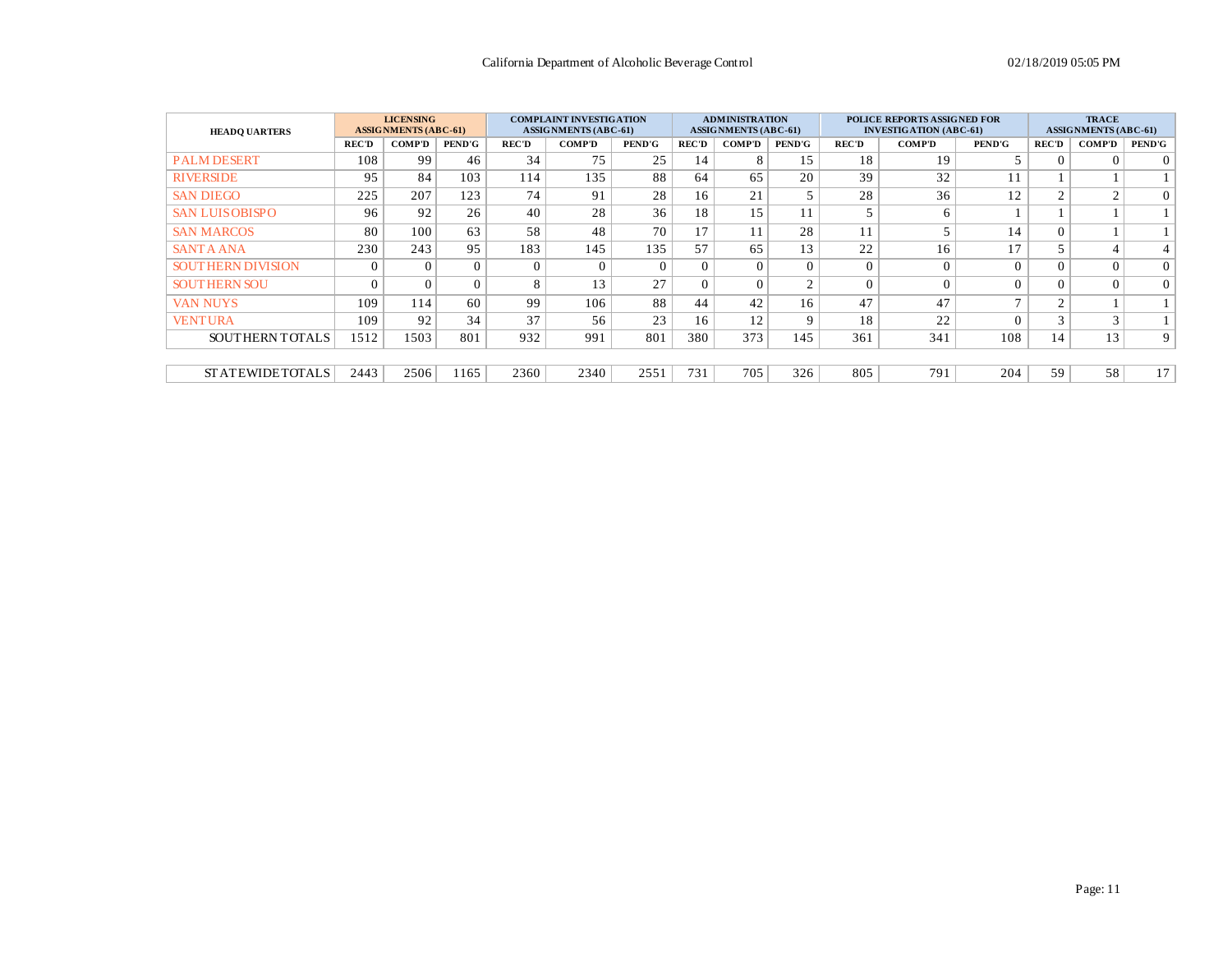California Department of Alcoholic Beverage Control

02/18/2019 05:05 PM

| HEADQUARTERS | LICENSING ASSIGNMENTS (ABC-61) | | | COMPLAINT INVESTIGATION ASSIGNMENTS (ABC-61) | | | ADMINISTRATION ASSIGNMENTS (ABC-61) | | | POLICE REPORTS ASSIGNED FOR INVESTIGATION (ABC-61) | | | TRACE ASSIGNMENTS (ABC-61) | | |
|---|---|---|---|---|---|---|---|---|---|---|---|---|---|---|---|
| | REC'D | COMP'D | PEND'G | REC'D | COMP'D | PEND'G | REC'D | COMP'D | PEND'G | REC'D | COMP'D | PEND'G | REC'D | COMP'D | PEND'G |
| PALM DESERT | 108 | 99 | 46 | 34 | 75 | 25 | 14 | 8 | 15 | 18 | 19 | 5 | 0 | 0 | 0 |
| RIVERSIDE | 95 | 84 | 103 | 114 | 135 | 88 | 64 | 65 | 20 | 39 | 32 | 11 | 1 | 1 | 1 |
| SAN DIEGO | 225 | 207 | 123 | 74 | 91 | 28 | 16 | 21 | 5 | 28 | 36 | 12 | 2 | 2 | 0 |
| SAN LUIS OBISPO | 96 | 92 | 26 | 40 | 28 | 36 | 18 | 15 | 11 | 5 | 6 | 1 | 1 | 1 | 1 |
| SAN MARCOS | 80 | 100 | 63 | 58 | 48 | 70 | 17 | 11 | 28 | 11 | 5 | 14 | 0 | 1 | 1 |
| SANTA ANA | 230 | 243 | 95 | 183 | 145 | 135 | 57 | 65 | 13 | 22 | 16 | 17 | 5 | 4 | 4 |
| SOUTHERN DIVISION | 0 | 0 | 0 | 0 | 0 | 0 | 0 | 0 | 0 | 0 | 0 | 0 | 0 | 0 | 0 |
| SOUTHERN SOU | 0 | 0 | 0 | 8 | 13 | 27 | 0 | 0 | 2 | 0 | 0 | 0 | 0 | 0 | 0 |
| VAN NUYS | 109 | 114 | 60 | 99 | 106 | 88 | 44 | 42 | 16 | 47 | 47 | 7 | 2 | 1 | 1 |
| VENTURA | 109 | 92 | 34 | 37 | 56 | 23 | 16 | 12 | 9 | 18 | 22 | 0 | 3 | 3 | 1 |
| SOUTHERN TOTALS | 1512 | 1503 | 801 | 932 | 991 | 801 | 380 | 373 | 145 | 361 | 341 | 108 | 14 | 13 | 9 |
| STATEWIDE TOTALS | 2443 | 2506 | 1165 | 2360 | 2340 | 2551 | 731 | 705 | 326 | 805 | 791 | 204 | 59 | 58 | 17 |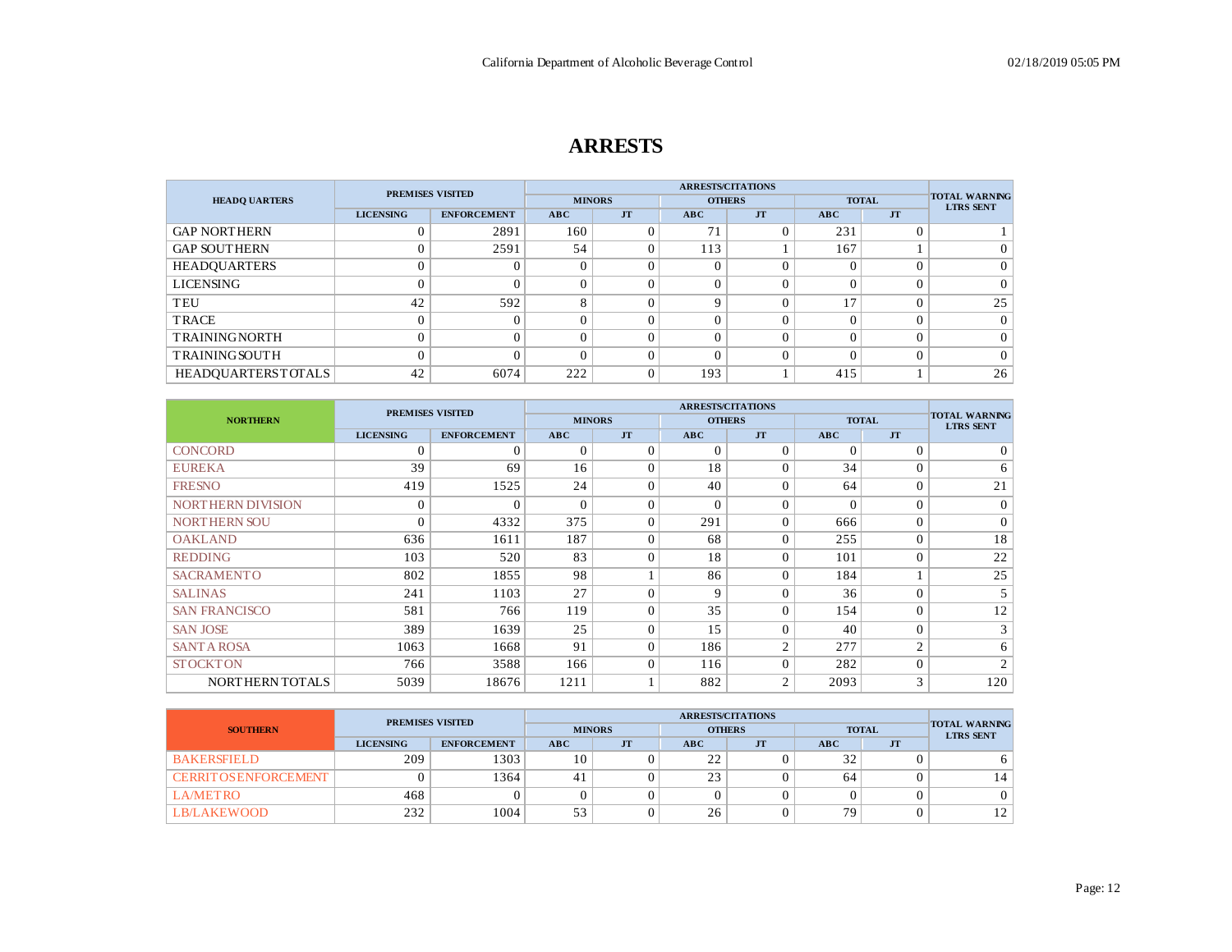# ARRESTS

| HEADQUARTERS | PREMISES VISITED | | ARRESTS/CITATIONS | | | | | | TOTAL WARNING LTRS SENT |
|---|---|---|---|---|---|---|---|---|---|
| | | | MINORS | | OTHERS | | TOTAL | | |
| | LICENSING | ENFORCEMENT | ABC | JT | ABC | JT | ABC | JT | |
| GAP NORTHERN | 0 | 2891 | 160 | 0 | 71 | 0 | 231 | 0 | 1 |
| GAP SOUTHERN | 0 | 2591 | 54 | 0 | 113 | 1 | 167 | 1 | 0 |
| HEADQUARTERS | 0 | 0 | 0 | 0 | 0 | 0 | 0 | 0 | 0 |
| LICENSING | 0 | 0 | 0 | 0 | 0 | 0 | 0 | 0 | 0 |
| TEU | 42 | 592 | 8 | 0 | 9 | 0 | 17 | 0 | 25 |
| TRACE | 0 | 0 | 0 | 0 | 0 | 0 | 0 | 0 | 0 |
| TRAINING NORTH | 0 | 0 | 0 | 0 | 0 | 0 | 0 | 0 | 0 |
| TRAINING SOUTH | 0 | 0 | 0 | 0 | 0 | 0 | 0 | 0 | 0 |
| HEADQUARTERS TOTALS | 42 | 6074 | 222 | 0 | 193 | 1 | 415 | 1 | 26 |

| NORTHERN | PREMISES VISITED | | ARRESTS/CITATIONS | | | | | | TOTAL WARNING LTRS SENT |
|---|---|---|---|---|---|---|---|---|---|
| | | | MINORS | | OTHERS | | TOTAL | | |
| | LICENSING | ENFORCEMENT | ABC | JT | ABC | JT | ABC | JT | |
| CONCORD | 0 | 0 | 0 | 0 | 0 | 0 | 0 | 0 | 0 |
| EUREKA | 39 | 69 | 16 | 0 | 18 | 0 | 34 | 0 | 6 |
| FRESNO | 419 | 1525 | 24 | 0 | 40 | 0 | 64 | 0 | 21 |
| NORTHERN DIVISION | 0 | 0 | 0 | 0 | 0 | 0 | 0 | 0 | 0 |
| NORTHERN SOU | 0 | 4332 | 375 | 0 | 291 | 0 | 666 | 0 | 0 |
| OAKLAND | 636 | 1611 | 187 | 0 | 68 | 0 | 255 | 0 | 18 |
| REDDING | 103 | 520 | 83 | 0 | 18 | 0 | 101 | 0 | 22 |
| SACRAMENTO | 802 | 1855 | 98 | 1 | 86 | 0 | 184 | 1 | 25 |
| SALINAS | 241 | 1103 | 27 | 0 | 9 | 0 | 36 | 0 | 5 |
| SAN FRANCISCO | 581 | 766 | 119 | 0 | 35 | 0 | 154 | 0 | 12 |
| SAN JOSE | 389 | 1639 | 25 | 0 | 15 | 0 | 40 | 0 | 3 |
| SANTA ROSA | 1063 | 1668 | 91 | 0 | 186 | 2 | 277 | 2 | 6 |
| STOCKTON | 766 | 3588 | 166 | 0 | 116 | 0 | 282 | 0 | 2 |
| NORTHERN TOTALS | 5039 | 18676 | 1211 | 1 | 882 | 2 | 2093 | 3 | 120 |

| SOUTHERN | PREMISES VISITED | | ARRESTS/CITATIONS | | | | | | TOTAL WARNING LTRS SENT |
|---|---|---|---|---|---|---|---|---|---|
| | | | MINORS | | OTHERS | | TOTAL | | |
| | LICENSING | ENFORCEMENT | ABC | JT | ABC | JT | ABC | JT | |
| BAKERSFIELD | 209 | 1303 | 10 | 0 | 22 | 0 | 32 | 0 | 6 |
| CERRITOS ENFORCEMENT | 0 | 1364 | 41 | 0 | 23 | 0 | 64 | 0 | 14 |
| LA/METRO | 468 | 0 | 0 | 0 | 0 | 0 | 0 | 0 | 0 |
| LB/LAKEWOOD | 232 | 1004 | 53 | 0 | 26 | 0 | 79 | 0 | 12 |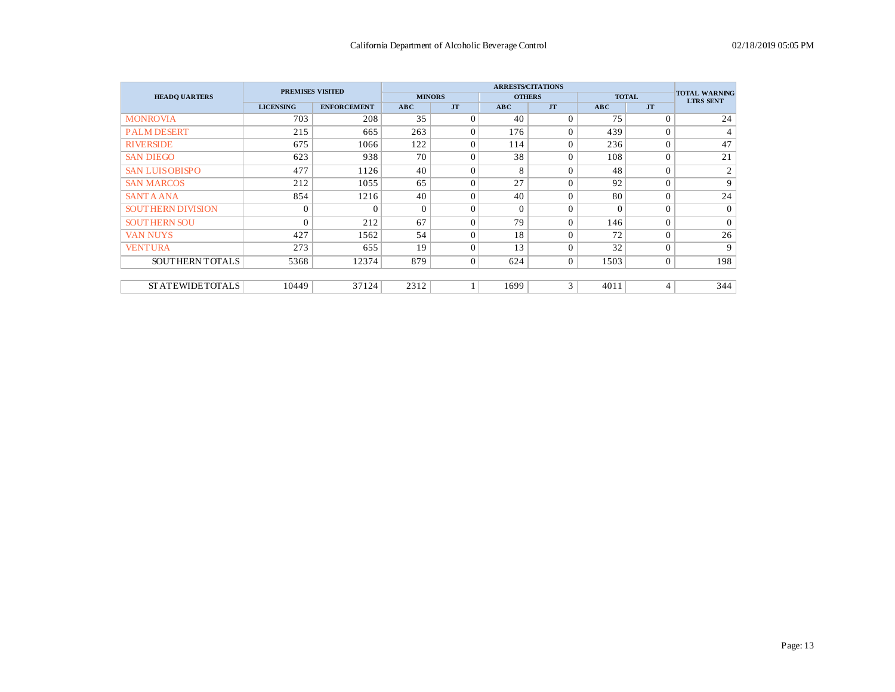| HEADQUARTERS | PREMISES VISITED | | ARRESTS/CITATIONS | | | | | | TOTAL WARNING LTRS SENT |
|---|---|---|---|---|---|---|---|---|---|
| | | | MINORS | | OTHERS | | TOTAL | | |
| | LICENSING | ENFORCEMENT | ABC | JT | ABC | JT | ABC | JT | |
| MONROVIA | 703 | 208 | 35 | 0 | 40 | 0 | 75 | 0 | 24 |
| PALM DESERT | 215 | 665 | 263 | 0 | 176 | 0 | 439 | 0 | 4 |
| RIVERSIDE | 675 | 1066 | 122 | 0 | 114 | 0 | 236 | 0 | 47 |
| SAN DIEGO | 623 | 938 | 70 | 0 | 38 | 0 | 108 | 0 | 21 |
| SAN LUIS OBISPO | 477 | 1126 | 40 | 0 | 8 | 0 | 48 | 0 | 2 |
| SAN MARCOS | 212 | 1055 | 65 | 0 | 27 | 0 | 92 | 0 | 9 |
| SANTA ANA | 854 | 1216 | 40 | 0 | 40 | 0 | 80 | 0 | 24 |
| SOUTHERN DIVISION | 0 | 0 | 0 | 0 | 0 | 0 | 0 | 0 | 0 |
| SOUTHERN SOU | 0 | 212 | 67 | 0 | 79 | 0 | 146 | 0 | 0 |
| VAN NUYS | 427 | 1562 | 54 | 0 | 18 | 0 | 72 | 0 | 26 |
| VENTURA | 273 | 655 | 19 | 0 | 13 | 0 | 32 | 0 | 9 |
| SOUTHERN TOTALS | 5368 | 12374 | 879 | 0 | 624 | 0 | 1503 | 0 | 198 |
| STATEWIDE TOTALS | 10449 | 37124 | 2312 | 1 | 1699 | 3 | 4011 | 4 | 344 |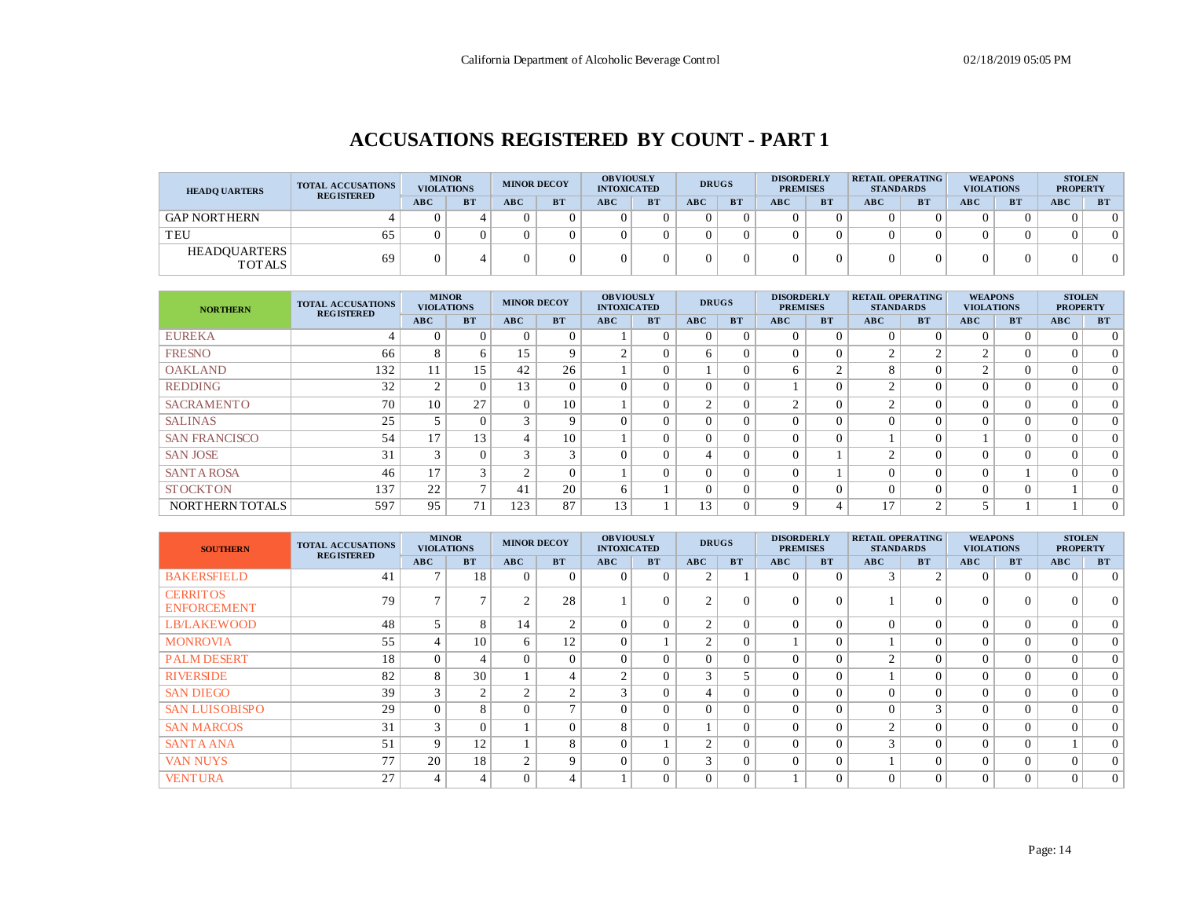# ACCUSATIONS REGISTERED BY COUNT - PART 1

| HEADQUARTERS | TOTAL ACCUSATIONS REGISTERED | MINOR VIOLATIONS | | MINOR DECOY | | OBVIOUSLY INTOXICATED | | DRUGS | | DISORDERLY PREMISES | | RETAIL OPERATING STANDARDS | | WEAPONS VIOLATIONS | | STOLEN PROPERTY | |
|---|---|---|---|---|---|---|---|---|---|---|---|---|---|---|---|---|---|
| | | ABC | BT | ABC | BT | ABC | BT | ABC | BT | ABC | BT | ABC | BT | ABC | BT | ABC | BT |
| GAP NORTHERN | 4 | 0 | 4 | 0 | 0 | 0 | 0 | 0 | 0 | 0 | 0 | 0 | 0 | 0 | 0 | 0 | 0 |
| TEU | 65 | 0 | 0 | 0 | 0 | 0 | 0 | 0 | 0 | 0 | 0 | 0 | 0 | 0 | 0 | 0 | 0 |
| HEADQUARTERS TOTALS | 69 | 0 | 4 | 0 | 0 | 0 | 0 | 0 | 0 | 0 | 0 | 0 | 0 | 0 | 0 | 0 | 0 |

| NORTHERN | TOTAL ACCUSATIONS REGISTERED | MINOR VIOLATIONS | | MINOR DECOY | | OBVIOUSLY INTOXICATED | | DRUGS | | DISORDERLY PREMISES | | RETAIL OPERATING STANDARDS | | WEAPONS VIOLATIONS | | STOLEN PROPERTY | |
|---|---|---|---|---|---|---|---|---|---|---|---|---|---|---|---|---|---|
| | | ABC | BT | ABC | BT | ABC | BT | ABC | BT | ABC | BT | ABC | BT | ABC | BT | ABC | BT |
| EUREKA | 4 | 0 | 0 | 0 | 0 | 1 | 0 | 0 | 0 | 0 | 0 | 0 | 0 | 0 | 0 | 0 | 0 |
| FRESNO | 66 | 8 | 6 | 15 | 9 | 2 | 0 | 6 | 0 | 0 | 0 | 2 | 2 | 2 | 0 | 0 | 0 |
| OAKLAND | 132 | 11 | 15 | 42 | 26 | 1 | 0 | 1 | 0 | 6 | 2 | 8 | 0 | 2 | 0 | 0 | 0 |
| REDDING | 32 | 2 | 0 | 13 | 0 | 0 | 0 | 0 | 0 | 1 | 0 | 2 | 0 | 0 | 0 | 0 | 0 |
| SACRAMENTO | 70 | 10 | 27 | 0 | 10 | 1 | 0 | 2 | 0 | 2 | 0 | 2 | 0 | 0 | 0 | 0 | 0 |
| SALINAS | 25 | 5 | 0 | 3 | 9 | 0 | 0 | 0 | 0 | 0 | 0 | 0 | 0 | 0 | 0 | 0 | 0 |
| SAN FRANCISCO | 54 | 17 | 13 | 4 | 10 | 1 | 0 | 0 | 0 | 0 | 0 | 1 | 0 | 1 | 0 | 0 | 0 |
| SAN JOSE | 31 | 3 | 0 | 3 | 3 | 0 | 0 | 4 | 0 | 0 | 1 | 2 | 0 | 0 | 0 | 0 | 0 |
| SANTA ROSA | 46 | 17 | 3 | 2 | 0 | 1 | 0 | 0 | 0 | 0 | 1 | 0 | 0 | 0 | 1 | 0 | 0 |
| STOCKTON | 137 | 22 | 7 | 41 | 20 | 6 | 1 | 0 | 0 | 0 | 0 | 0 | 0 | 0 | 0 | 1 | 0 |
| NORTHERN TOTALS | 597 | 95 | 71 | 123 | 87 | 13 | 1 | 13 | 0 | 9 | 4 | 17 | 2 | 5 | 1 | 1 | 0 |

| SOUTHERN | TOTAL ACCUSATIONS REGISTERED | MINOR VIOLATIONS | | MINOR DECOY | | OBVIOUSLY INTOXICATED | | DRUGS | | DISORDERLY PREMISES | | RETAIL OPERATING STANDARDS | | WEAPONS VIOLATIONS | | STOLEN PROPERTY | |
|---|---|---|---|---|---|---|---|---|---|---|---|---|---|---|---|---|---|
| | | ABC | BT | ABC | BT | ABC | BT | ABC | BT | ABC | BT | ABC | BT | ABC | BT | ABC | BT |
| BAKERSFIELD | 41 | 7 | 18 | 0 | 0 | 0 | 0 | 2 | 1 | 0 | 0 | 3 | 2 | 0 | 0 | 0 | 0 |
| CERRITOS ENFORCEMENT | 79 | 7 | 7 | 2 | 28 | 1 | 0 | 2 | 0 | 0 | 0 | 1 | 0 | 0 | 0 | 0 | 0 |
| LB/LAKEWOOD | 48 | 5 | 8 | 14 | 2 | 0 | 0 | 2 | 0 | 0 | 0 | 0 | 0 | 0 | 0 | 0 | 0 |
| MONROVIA | 55 | 4 | 10 | 6 | 12 | 0 | 1 | 2 | 0 | 1 | 0 | 1 | 0 | 0 | 0 | 0 | 0 |
| PALM DESERT | 18 | 0 | 4 | 0 | 0 | 0 | 0 | 0 | 0 | 0 | 0 | 2 | 0 | 0 | 0 | 0 | 0 |
| RIVERSIDE | 82 | 8 | 30 | 1 | 4 | 2 | 0 | 3 | 5 | 0 | 0 | 1 | 0 | 0 | 0 | 0 | 0 |
| SAN DIEGO | 39 | 3 | 2 | 2 | 2 | 3 | 0 | 4 | 0 | 0 | 0 | 0 | 0 | 0 | 0 | 0 | 0 |
| SAN LUIS OBISPO | 29 | 0 | 8 | 0 | 7 | 0 | 0 | 0 | 0 | 0 | 0 | 0 | 3 | 0 | 0 | 0 | 0 |
| SAN MARCOS | 31 | 3 | 0 | 1 | 0 | 8 | 0 | 1 | 0 | 0 | 0 | 2 | 0 | 0 | 0 | 0 | 0 |
| SANTA ANA | 51 | 9 | 12 | 1 | 8 | 0 | 1 | 2 | 0 | 0 | 0 | 3 | 0 | 0 | 0 | 1 | 0 |
| VAN NUYS | 77 | 20 | 18 | 2 | 9 | 0 | 0 | 3 | 0 | 0 | 0 | 1 | 0 | 0 | 0 | 0 | 0 |
| VENTURA | 27 | 4 | 4 | 0 | 4 | 1 | 0 | 0 | 0 | 1 | 0 | 0 | 0 | 0 | 0 | 0 | 0 |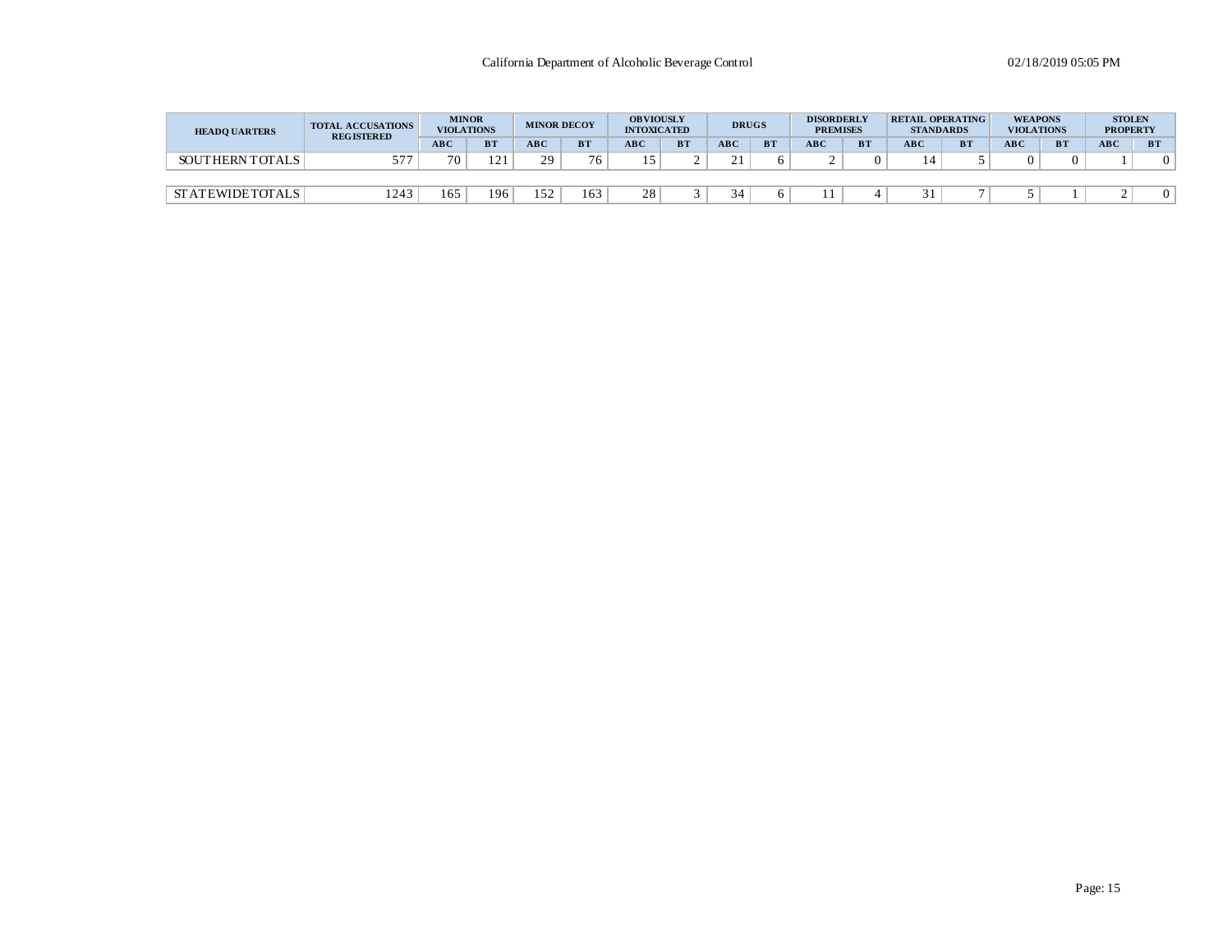| HEADQUARTERS | TOTAL ACCUSATIONS REGISTERED | MINOR VIOLATIONS | | MINOR DECOY | | OBVIOUSLY INTOXICATED | | DRUGS | | DISORDERLY PREMISES | | RETAIL OPERATING STANDARDS | | WEAPONS VIOLATIONS | | STOLEN PROPERTY | |
|---|---|---|---|---|---|---|---|---|---|---|---|---|---|---|---|---|---|
| | | ABC | BT | ABC | BT | ABC | BT | ABC | BT | ABC | BT | ABC | BT | ABC | BT | ABC | BT |
| SOUTHERN TOTALS | 577 | 70 | 121 | 29 | 76 | 15 | 2 | 21 | 6 | 2 | 0 | 14 | 5 | 0 | 0 | 1 | 0 |
| STATEWIDE TOTALS | 1243 | 165 | 196 | 152 | 163 | 28 | 3 | 34 | 6 | 11 | 4 | 31 | 7 | 5 | 1 | 2 | 0 |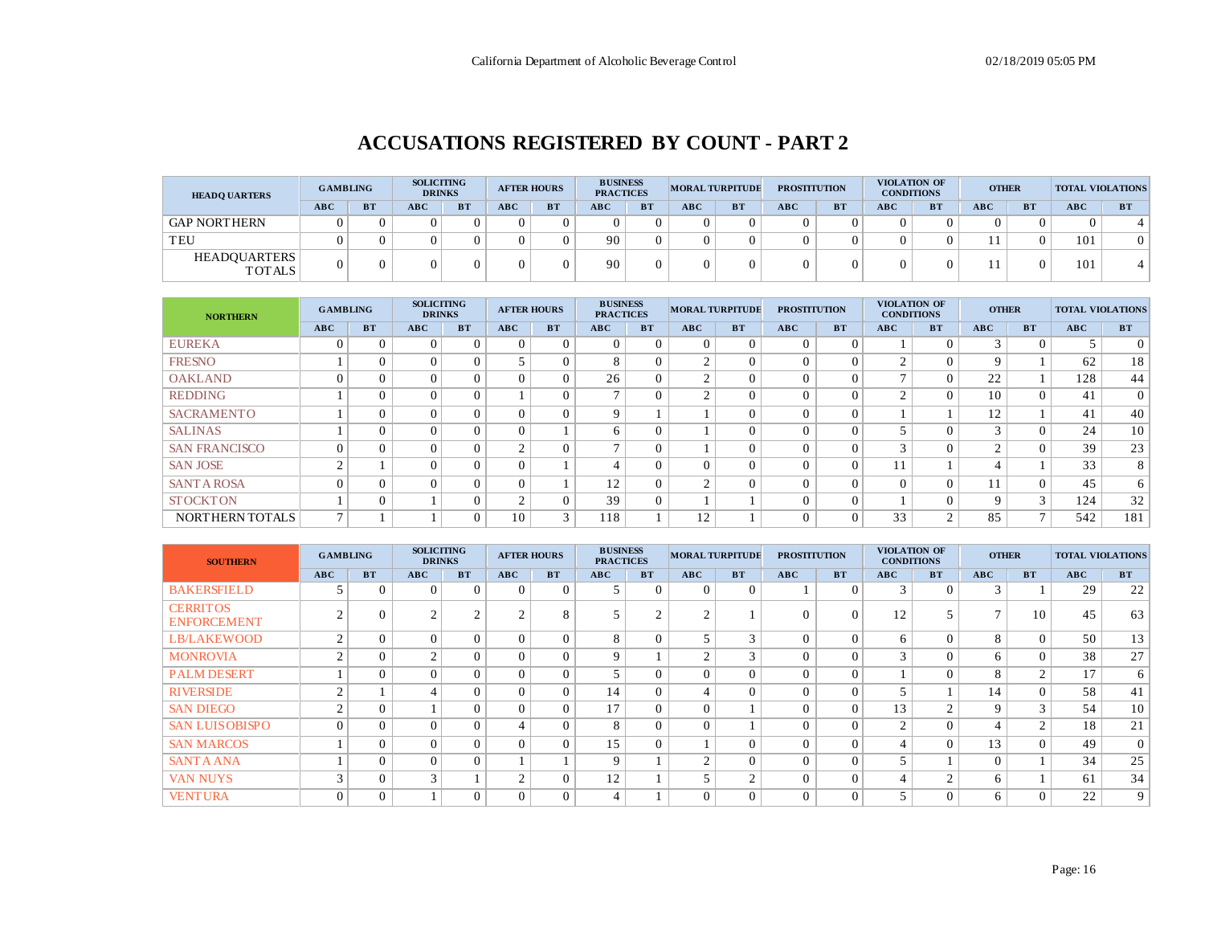California Department of Alcoholic Beverage Control

02/18/2019 05:05 PM

# ACCUSATIONS REGISTERED BY COUNT - PART 2

| HEADQUARTERS | GAMBLING | | SOLICITING DRINKS | | AFTER HOURS | | BUSINESS PRACTICES | | MORAL TURPITUDE | | PROSTITUTION | | VIOLATION OF CONDITIONS | | OTHER | | TOTAL VIOLATIONS | |
|---|---|---|---|---|---|---|---|---|---|---|---|---|---|---|---|---|---|---|
| | ABC | BT | ABC | BT | ABC | BT | ABC | BT | ABC | BT | ABC | BT | ABC | BT | ABC | BT | ABC | BT |
| GAP NORTHERN | 0 | 0 | 0 | 0 | 0 | 0 | 0 | 0 | 0 | 0 | 0 | 0 | 0 | 0 | 0 | 0 | 0 | 4 |
| TEU | 0 | 0 | 0 | 0 | 0 | 0 | 90 | 0 | 0 | 0 | 0 | 0 | 0 | 0 | 11 | 0 | 101 | 0 |
| HEADQUARTERS TOTALS | 0 | 0 | 0 | 0 | 0 | 0 | 90 | 0 | 0 | 0 | 0 | 0 | 0 | 0 | 11 | 0 | 101 | 4 |

| NORTHERN | GAMBLING | | SOLICITING DRINKS | | AFTER HOURS | | BUSINESS PRACTICES | | MORAL TURPITUDE | | PROSTITUTION | | VIOLATION OF CONDITIONS | | OTHER | | TOTAL VIOLATIONS | |
|---|---|---|---|---|---|---|---|---|---|---|---|---|---|---|---|---|---|---|
| | ABC | BT | ABC | BT | ABC | BT | ABC | BT | ABC | BT | ABC | BT | ABC | BT | ABC | BT | ABC | BT |
| EUREKA | 0 | 0 | 0 | 0 | 0 | 0 | 0 | 0 | 0 | 0 | 0 | 0 | 1 | 0 | 3 | 0 | 5 | 0 |
| FRESNO | 1 | 0 | 0 | 0 | 5 | 0 | 8 | 0 | 2 | 0 | 0 | 0 | 2 | 0 | 9 | 1 | 62 | 18 |
| OAKLAND | 0 | 0 | 0 | 0 | 0 | 0 | 26 | 0 | 2 | 0 | 0 | 0 | 7 | 0 | 22 | 1 | 128 | 44 |
| REDDING | 1 | 0 | 0 | 0 | 1 | 0 | 7 | 0 | 2 | 0 | 0 | 0 | 2 | 0 | 10 | 0 | 41 | 0 |
| SACRAMENTO | 1 | 0 | 0 | 0 | 0 | 0 | 9 | 1 | 1 | 0 | 0 | 0 | 1 | 1 | 12 | 1 | 41 | 40 |
| SALINAS | 1 | 0 | 0 | 0 | 0 | 1 | 6 | 0 | 1 | 0 | 0 | 0 | 5 | 0 | 3 | 0 | 24 | 10 |
| SAN FRANCISCO | 0 | 0 | 0 | 0 | 2 | 0 | 7 | 0 | 1 | 0 | 0 | 0 | 3 | 0 | 2 | 0 | 39 | 23 |
| SAN JOSE | 2 | 1 | 0 | 0 | 0 | 1 | 4 | 0 | 0 | 0 | 0 | 0 | 11 | 1 | 4 | 1 | 33 | 8 |
| SANTA ROSA | 0 | 0 | 0 | 0 | 0 | 1 | 12 | 0 | 2 | 0 | 0 | 0 | 0 | 0 | 11 | 0 | 45 | 6 |
| STOCKTON | 1 | 0 | 1 | 0 | 2 | 0 | 39 | 0 | 1 | 1 | 0 | 0 | 1 | 0 | 9 | 3 | 124 | 32 |
| NORTHERN TOTALS | 7 | 1 | 1 | 0 | 10 | 3 | 118 | 1 | 12 | 1 | 0 | 0 | 33 | 2 | 85 | 7 | 542 | 181 |

| SOUTHERN | GAMBLING | | SOLICITING DRINKS | | AFTER HOURS | | BUSINESS PRACTICES | | MORAL TURPITUDE | | PROSTITUTION | | VIOLATION OF CONDITIONS | | OTHER | | TOTAL VIOLATIONS | |
|---|---|---|---|---|---|---|---|---|---|---|---|---|---|---|---|---|---|---|
| | ABC | BT | ABC | BT | ABC | BT | ABC | BT | ABC | BT | ABC | BT | ABC | BT | ABC | BT | ABC | BT |
| BAKERSFIELD | 5 | 0 | 0 | 0 | 0 | 0 | 5 | 0 | 0 | 0 | 1 | 0 | 3 | 0 | 3 | 1 | 29 | 22 |
| CERRITOS ENFORCEMENT | 2 | 0 | 2 | 2 | 2 | 8 | 5 | 2 | 2 | 1 | 0 | 0 | 12 | 5 | 7 | 10 | 45 | 63 |
| LB/LAKEWOOD | 2 | 0 | 0 | 0 | 0 | 0 | 8 | 0 | 5 | 3 | 0 | 0 | 6 | 0 | 8 | 0 | 50 | 13 |
| MONROVIA | 2 | 0 | 2 | 0 | 0 | 0 | 9 | 1 | 2 | 3 | 0 | 0 | 3 | 0 | 6 | 0 | 38 | 27 |
| PALM DESERT | 1 | 0 | 0 | 0 | 0 | 0 | 5 | 0 | 0 | 0 | 0 | 0 | 1 | 0 | 8 | 2 | 17 | 6 |
| RIVERSIDE | 2 | 1 | 4 | 0 | 0 | 0 | 14 | 0 | 4 | 0 | 0 | 0 | 5 | 1 | 14 | 0 | 58 | 41 |
| SAN DIEGO | 2 | 0 | 1 | 0 | 0 | 0 | 17 | 0 | 0 | 1 | 0 | 0 | 13 | 2 | 9 | 3 | 54 | 10 |
| SAN LUIS OBISPO | 0 | 0 | 0 | 0 | 4 | 0 | 8 | 0 | 0 | 1 | 0 | 0 | 2 | 0 | 4 | 2 | 18 | 21 |
| SAN MARCOS | 1 | 0 | 0 | 0 | 0 | 0 | 15 | 0 | 1 | 0 | 0 | 0 | 4 | 0 | 13 | 0 | 49 | 0 |
| SANTA ANA | 1 | 0 | 0 | 0 | 1 | 1 | 9 | 1 | 2 | 0 | 0 | 0 | 5 | 1 | 0 | 1 | 34 | 25 |
| VAN NUYS | 3 | 0 | 3 | 1 | 2 | 0 | 12 | 1 | 5 | 2 | 0 | 0 | 4 | 2 | 6 | 1 | 61 | 34 |
| VENTURA | 0 | 0 | 1 | 0 | 0 | 0 | 4 | 1 | 0 | 0 | 0 | 0 | 5 | 0 | 6 | 0 | 22 | 9 |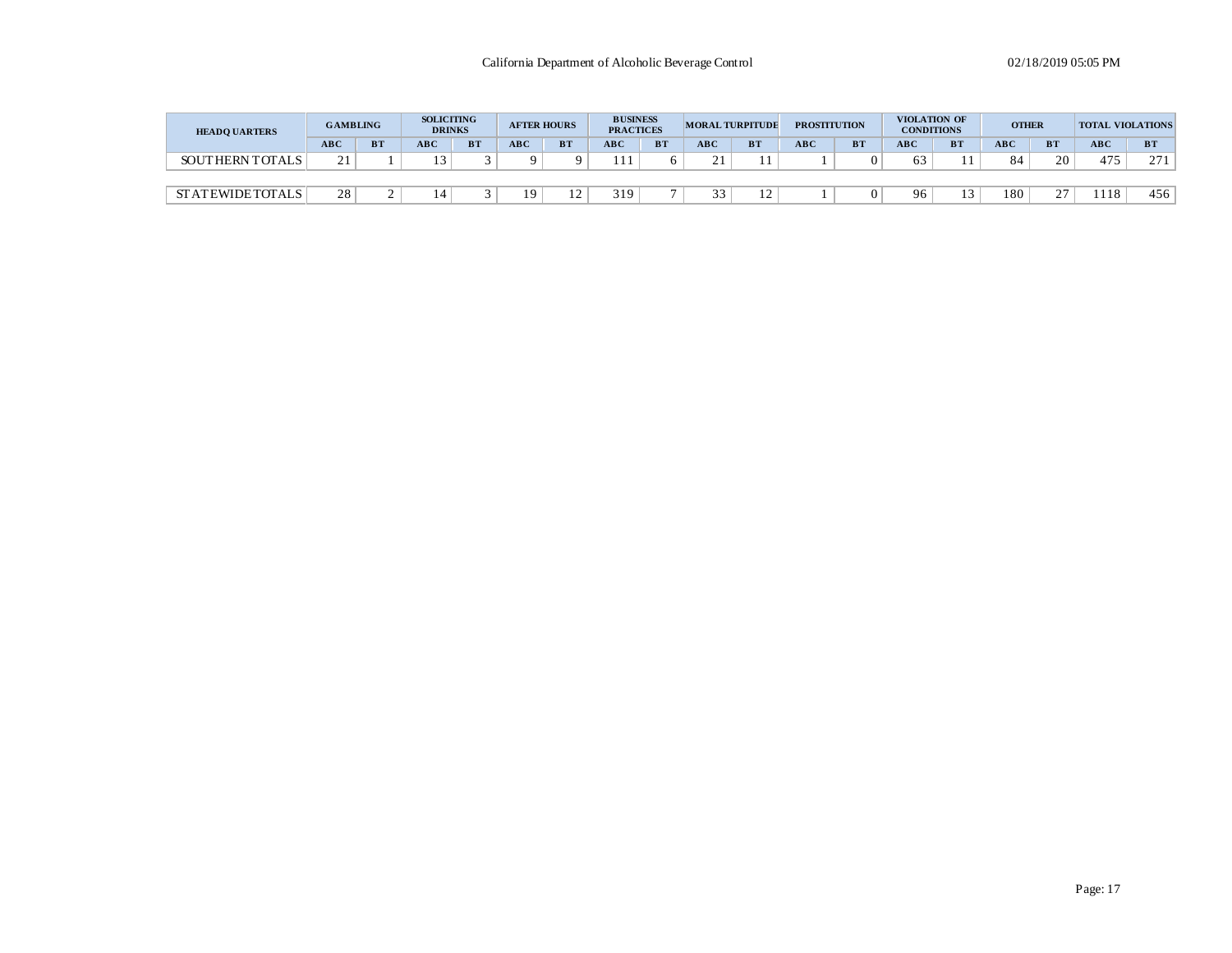| HEADQUARTERS | GAMBLING | | SOLICITING DRINKS | | AFTER HOURS | | BUSINESS PRACTICES | | MORAL TURPITUDE | | PROSTITUTION | | VIOLATION OF CONDITIONS | | OTHER | | TOTAL VIOLATIONS | |
|---|---|---|---|---|---|---|---|---|---|---|---|---|---|---|---|---|---|---|
| | ABC | BT | ABC | BT | ABC | BT | ABC | BT | ABC | BT | ABC | BT | ABC | BT | ABC | BT | ABC | BT |
| SOUTHERN TOTALS | 21 | 1 | 13 | 3 | 9 | 9 | 111 | 6 | 21 | 11 | 1 | 0 | 63 | 11 | 84 | 20 | 475 | 271 |
| STATEWIDE TOTALS | 28 | 2 | 14 | 3 | 19 | 12 | 319 | 7 | 33 | 12 | 1 | 0 | 96 | 13 | 180 | 27 | 1118 | 456 |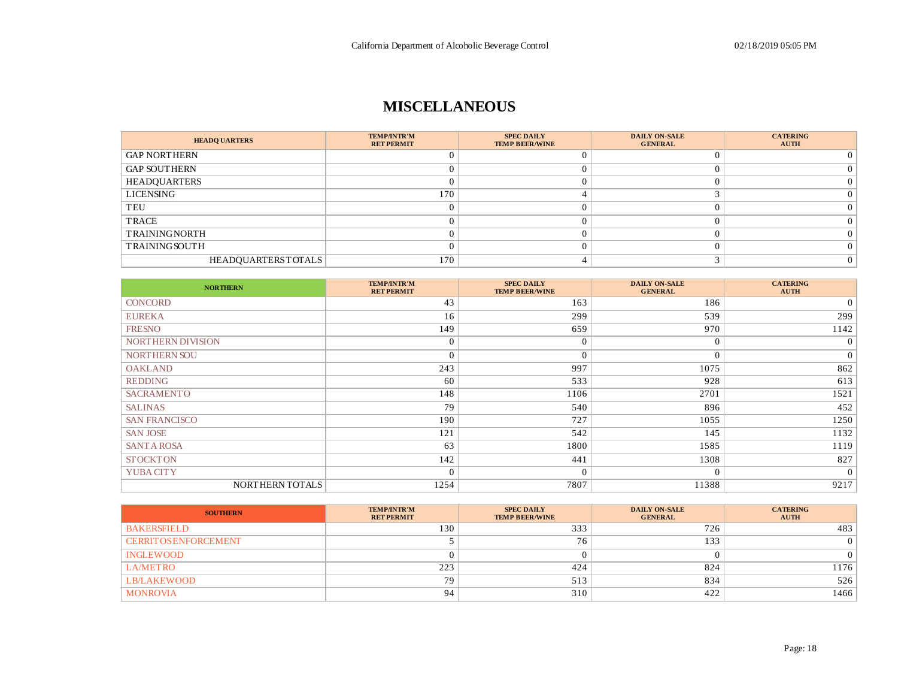# MISCELLANEOUS

| HEADQUARTERS | TEMP/INTR'M RET PERMIT | SPEC DAILY TEMP BEER/WINE | DAILY ON-SALE GENERAL | CATERING AUTH |
|---|---|---|---|---|
| GAP NORTHERN | 0 | 0 | 0 | 0 |
| GAP SOUTHERN | 0 | 0 | 0 | 0 |
| HEADQUARTERS | 0 | 0 | 0 | 0 |
| LICENSING | 170 | 4 | 3 | 0 |
| TEU | 0 | 0 | 0 | 0 |
| TRACE | 0 | 0 | 0 | 0 |
| TRAINING NORTH | 0 | 0 | 0 | 0 |
| TRAINING SOUTH | 0 | 0 | 0 | 0 |
| HEADQUARTERS TOTALS | 170 | 4 | 3 | 0 |

| NORTHERN | TEMP/INTR'M RET PERMIT | SPEC DAILY TEMP BEER/WINE | DAILY ON-SALE GENERAL | CATERING AUTH |
|---|---|---|---|---|
| CONCORD | 43 | 163 | 186 | 0 |
| EUREKA | 16 | 299 | 539 | 299 |
| FRESNO | 149 | 659 | 970 | 1142 |
| NORTHERN DIVISION | 0 | 0 | 0 | 0 |
| NORTHERN SOU | 0 | 0 | 0 | 0 |
| OAKLAND | 243 | 997 | 1075 | 862 |
| REDDING | 60 | 533 | 928 | 613 |
| SACRAMENTO | 148 | 1106 | 2701 | 1521 |
| SALINAS | 79 | 540 | 896 | 452 |
| SAN FRANCISCO | 190 | 727 | 1055 | 1250 |
| SAN JOSE | 121 | 542 | 145 | 1132 |
| SANTA ROSA | 63 | 1800 | 1585 | 1119 |
| STOCKTON | 142 | 441 | 1308 | 827 |
| YUBA CITY | 0 | 0 | 0 | 0 |
| NORTHERN TOTALS | 1254 | 7807 | 11388 | 9217 |

| SOUTHERN | TEMP/INTR'M RET PERMIT | SPEC DAILY TEMP BEER/WINE | DAILY ON-SALE GENERAL | CATERING AUTH |
|---|---|---|---|---|
| BAKERSFIELD | 130 | 333 | 726 | 483 |
| CERRITOS ENFORCEMENT | 5 | 76 | 133 | 0 |
| INGLEWOOD | 0 | 0 | 0 | 0 |
| LA/METRO | 223 | 424 | 824 | 1176 |
| LB/LAKEWOOD | 79 | 513 | 834 | 526 |
| MONROVIA | 94 | 310 | 422 | 1466 |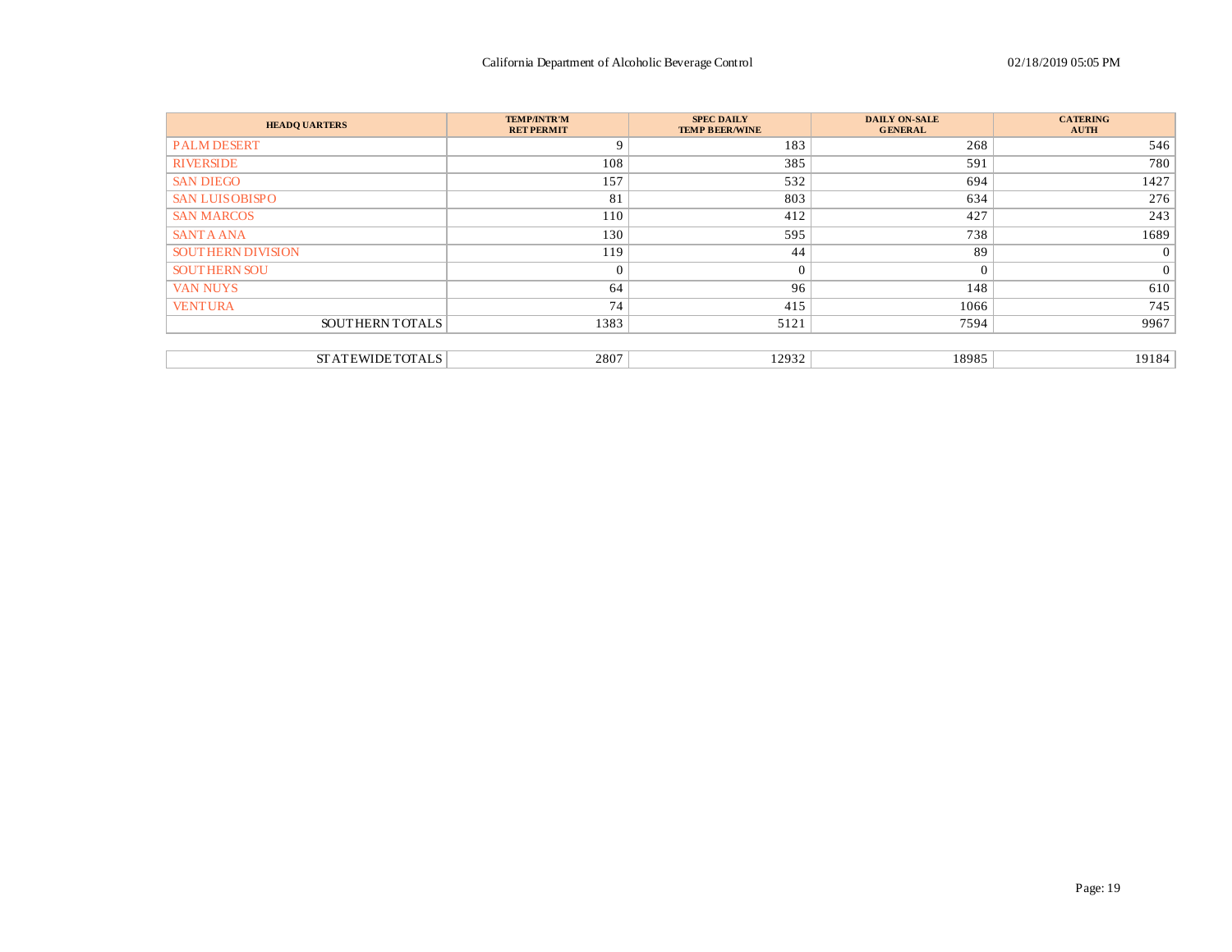California Department of Alcoholic Beverage Control

02/18/2019 05:05 PM

| HEADQUARTERS | TEMP/INTR'M RET PERMIT | SPEC DAILY TEMP BEER/WINE | DAILY ON-SALE GENERAL | CATERING AUTH |
|---|---|---|---|---|
| PALM DESERT | 9 | 183 | 268 | 546 |
| RIVERSIDE | 108 | 385 | 591 | 780 |
| SAN DIEGO | 157 | 532 | 694 | 1427 |
| SAN LUIS OBISPO | 81 | 803 | 634 | 276 |
| SAN MARCOS | 110 | 412 | 427 | 243 |
| SANTA ANA | 130 | 595 | 738 | 1689 |
| SOUTHERN DIVISION | 119 | 44 | 89 | 0 |
| SOUTHERN SOU | 0 | 0 | 0 | 0 |
| VAN NUYS | 64 | 96 | 148 | 610 |
| VENTURA | 74 | 415 | 1066 | 745 |
| SOUTHERN TOTALS | 1383 | 5121 | 7594 | 9967 |

| | | | | |
|---|---|---|---|---|
| STATEWIDE TOTALS | 2807 | 12932 | 18985 | 19184 |